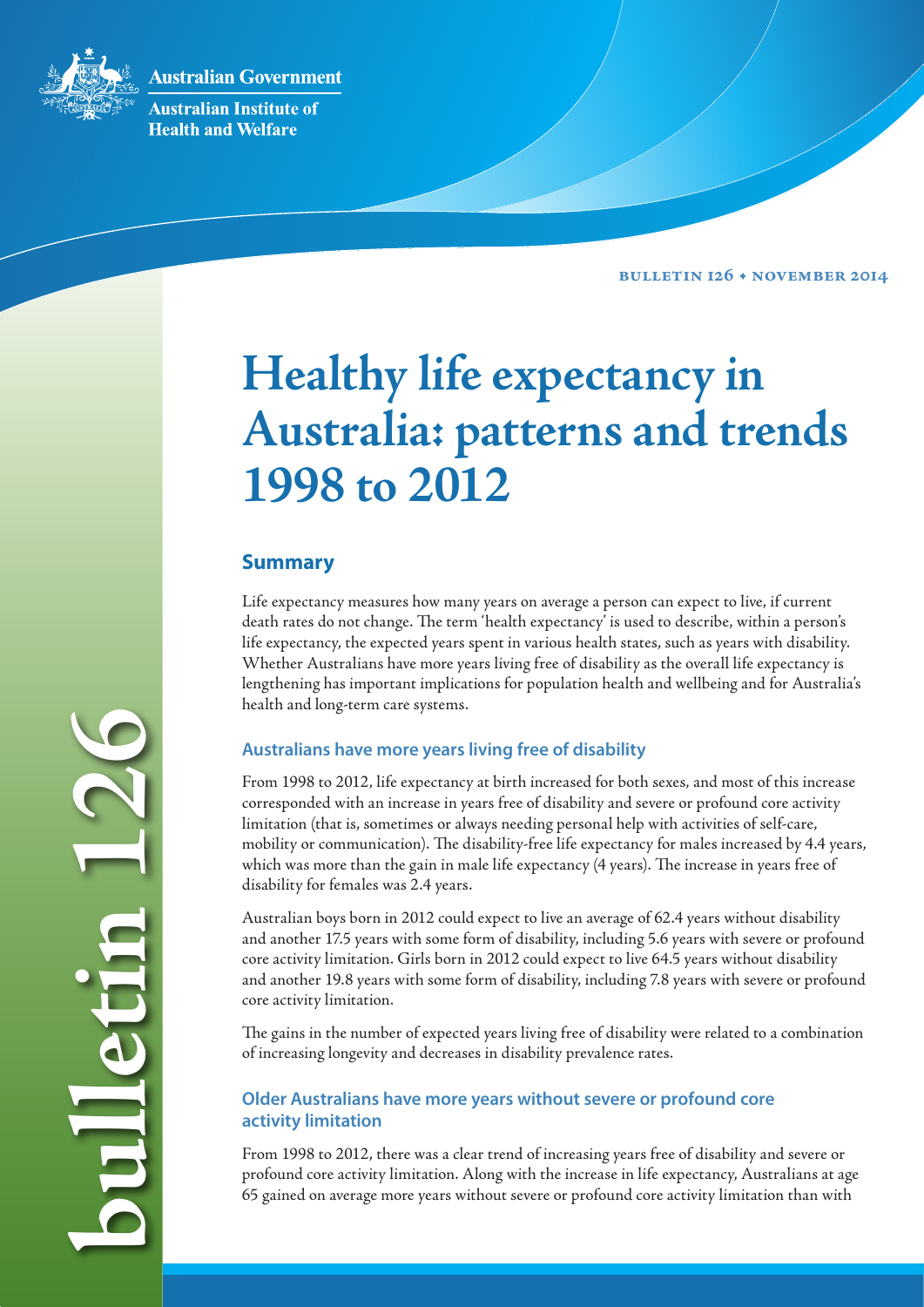Australian Government

Australian Institute of Health and Welfare

BULLETIN 126 • NOVEMBER 2014

bulletin 126

# Healthy life expectancy in Australia: patterns and trends 1998 to 2012

## Summary

Life expectancy measures how many years on average a person can expect to live, if current death rates do not change. The term 'health expectancy' is used to describe, within a person's life expectancy, the expected years spent in various health states, such as years with disability. Whether Australians have more years living free of disability as the overall life expectancy is lengthening has important implications for population health and wellbeing and for Australia's health and long-term care systems.

### Australians have more years living free of disability

From 1998 to 2012, life expectancy at birth increased for both sexes, and most of this increase corresponded with an increase in years free of disability and severe or profound core activity limitation (that is, sometimes or always needing personal help with activities of self-care, mobility or communication). The disability-free life expectancy for males increased by 4.4 years, which was more than the gain in male life expectancy (4 years). The increase in years free of disability for females was 2.4 years.

Australian boys born in 2012 could expect to live an average of 62.4 years without disability and another 17.5 years with some form of disability, including 5.6 years with severe or profound core activity limitation. Girls born in 2012 could expect to live 64.5 years without disability and another 19.8 years with some form of disability, including 7.8 years with severe or profound core activity limitation.

The gains in the number of expected years living free of disability were related to a combination of increasing longevity and decreases in disability prevalence rates.

### Older Australians have more years without severe or profound core activity limitation

From 1998 to 2012, there was a clear trend of increasing years free of disability and severe or profound core activity limitation. Along with the increase in life expectancy, Australians at age 65 gained on average more years without severe or profound core activity limitation than with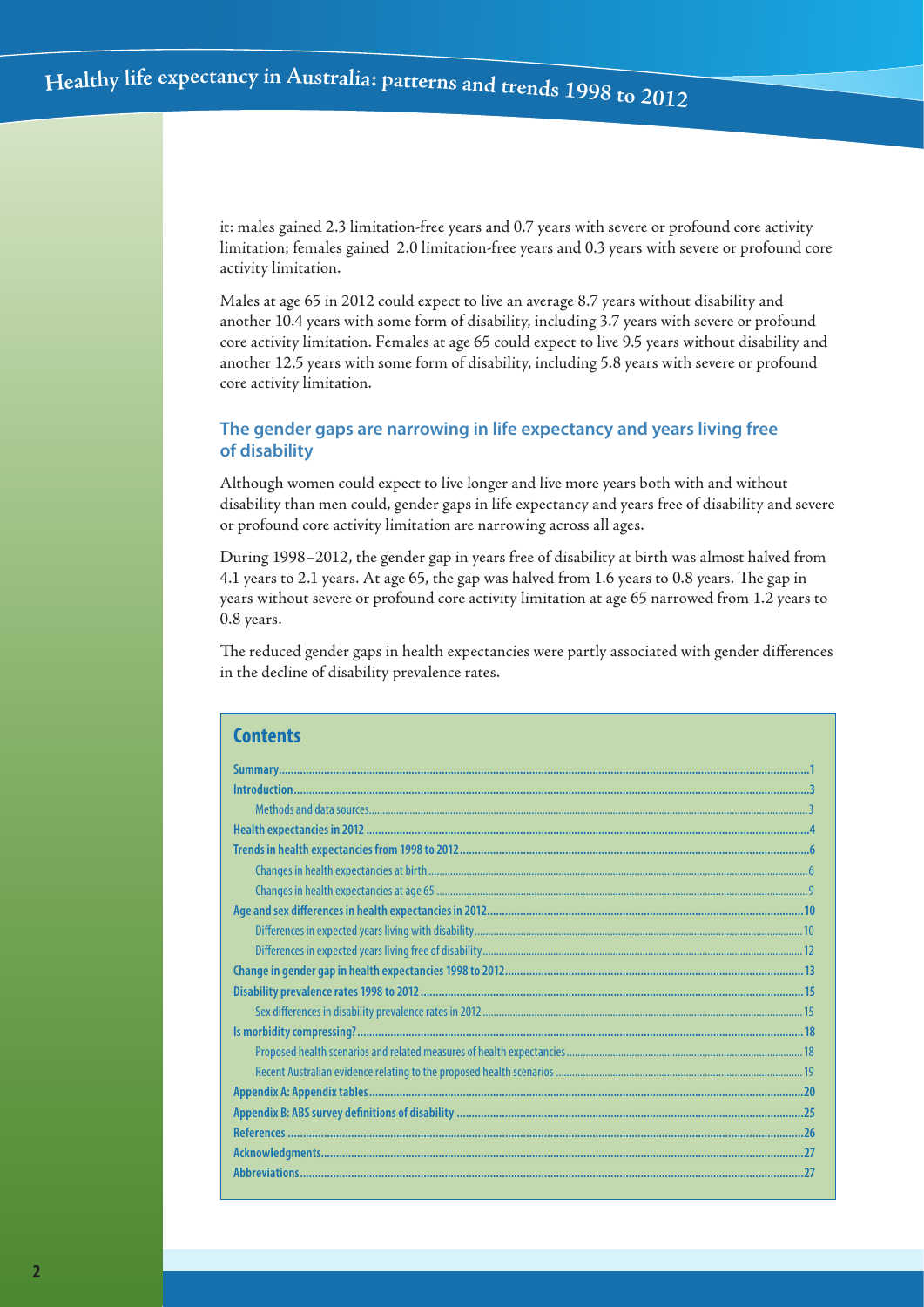it: males gained 2.3 limitation-free years and 0.7 years with severe or profound core activity limitation; females gained 2.0 limitation-free years and 0.3 years with severe or profound core activity limitation.

Males at age 65 in 2012 could expect to live an average 8.7 years without disability and another 10.4 years with some form of disability, including 3.7 years with severe or profound core activity limitation. Females at age 65 could expect to live 9.5 years without disability and another 12.5 years with some form of disability, including 5.8 years with severe or profound core activity limitation.

### The gender gaps are narrowing in life expectancy and years living free of disability

Although women could expect to live longer and live more years both with and without disability than men could, gender gaps in life expectancy and years free of disability and severe or profound core activity limitation are narrowing across all ages.

During 1998–2012, the gender gap in years free of disability at birth was almost halved from 4.1 years to 2.1 years. At age 65, the gap was halved from 1.6 years to 0.8 years. The gap in years without severe or profound core activity limitation at age 65 narrowed from 1.2 years to 0.8 years.

The reduced gender gaps in health expectancies were partly associated with gender differences in the decline of disability prevalence rates.

## Contents

- **Summary** ... 1
- **Introduction** ... 3
  - Methods and data sources ... 3
- **Health expectancies in 2012** ... 4
- **Trends in health expectancies from 1998 to 2012** ... 6
  - Changes in health expectancies at birth ... 6
  - Changes in health expectancies at age 65 ... 9
- **Age and sex differences in health expectancies in 2012** ... 10
  - Differences in expected years living with disability ... 10
  - Differences in expected years living free of disability ... 12
- **Change in gender gap in health expectancies 1998 to 2012** ... 13
- **Disability prevalence rates 1998 to 2012** ... 15
  - Sex differences in disability prevalence rates in 2012 ... 15
- **Is morbidity compressing?** ... 18
  - Proposed health scenarios and related measures of health expectancies ... 18
  - Recent Australian evidence relating to the proposed health scenarios ... 19
- **Appendix A: Appendix tables** ... 20
- **Appendix B: ABS survey definitions of disability** ... 25
- **References** ... 26
- **Acknowledgments** ... 27
- **Abbreviations** ... 27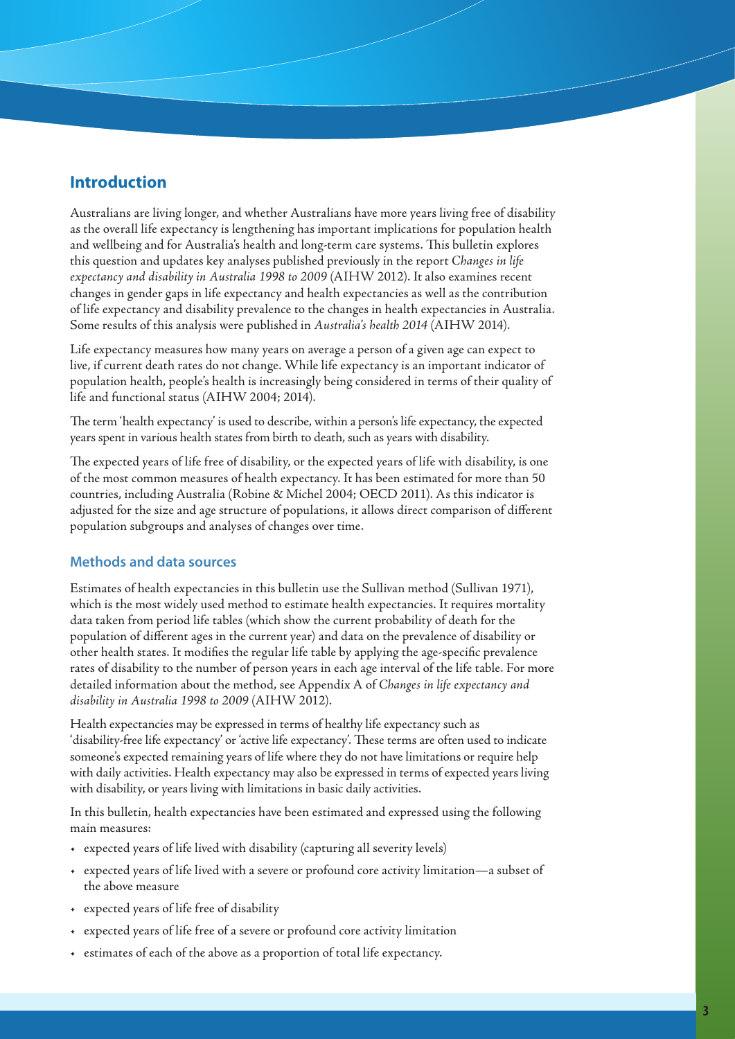## Introduction

Australians are living longer, and whether Australians have more years living free of disability as the overall life expectancy is lengthening has important implications for population health and wellbeing and for Australia's health and long-term care systems. This bulletin explores this question and updates key analyses published previously in the report *Changes in life expectancy and disability in Australia 1998 to 2009* (AIHW 2012). It also examines recent changes in gender gaps in life expectancy and health expectancies as well as the contribution of life expectancy and disability prevalence to the changes in health expectancies in Australia. Some results of this analysis were published in *Australia's health 2014* (AIHW 2014).

Life expectancy measures how many years on average a person of a given age can expect to live, if current death rates do not change. While life expectancy is an important indicator of population health, people's health is increasingly being considered in terms of their quality of life and functional status (AIHW 2004; 2014).

The term 'health expectancy' is used to describe, within a person's life expectancy, the expected years spent in various health states from birth to death, such as years with disability.

The expected years of life free of disability, or the expected years of life with disability, is one of the most common measures of health expectancy. It has been estimated for more than 50 countries, including Australia (Robine & Michel 2004; OECD 2011). As this indicator is adjusted for the size and age structure of populations, it allows direct comparison of different population subgroups and analyses of changes over time.

### Methods and data sources

Estimates of health expectancies in this bulletin use the Sullivan method (Sullivan 1971), which is the most widely used method to estimate health expectancies. It requires mortality data taken from period life tables (which show the current probability of death for the population of different ages in the current year) and data on the prevalence of disability or other health states. It modifies the regular life table by applying the age-specific prevalence rates of disability to the number of person years in each age interval of the life table. For more detailed information about the method, see Appendix A of *Changes in life expectancy and disability in Australia 1998 to 2009* (AIHW 2012).

Health expectancies may be expressed in terms of healthy life expectancy such as 'disability-free life expectancy' or 'active life expectancy'. These terms are often used to indicate someone's expected remaining years of life where they do not have limitations or require help with daily activities. Health expectancy may also be expressed in terms of expected years living with disability, or years living with limitations in basic daily activities.

In this bulletin, health expectancies have been estimated and expressed using the following main measures:

- expected years of life lived with disability (capturing all severity levels)
- expected years of life lived with a severe or profound core activity limitation—a subset of the above measure
- expected years of life free of disability
- expected years of life free of a severe or profound core activity limitation
- estimates of each of the above as a proportion of total life expectancy.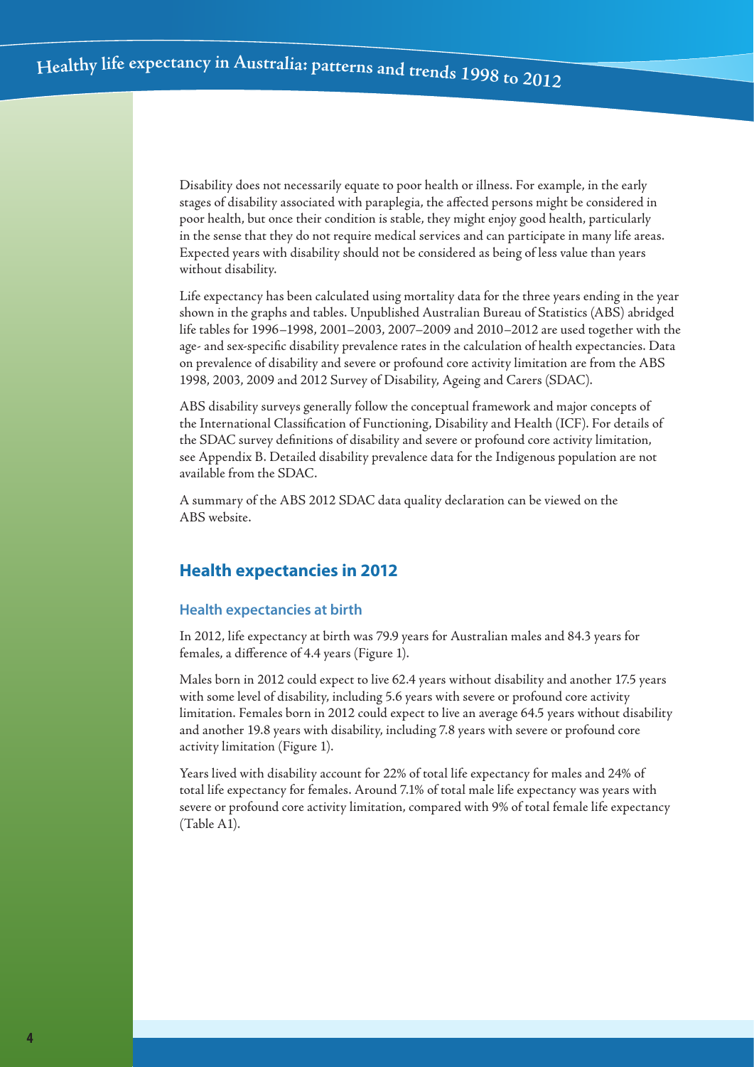Disability does not necessarily equate to poor health or illness. For example, in the early stages of disability associated with paraplegia, the affected persons might be considered in poor health, but once their condition is stable, they might enjoy good health, particularly in the sense that they do not require medical services and can participate in many life areas. Expected years with disability should not be considered as being of less value than years without disability.

Life expectancy has been calculated using mortality data for the three years ending in the year shown in the graphs and tables. Unpublished Australian Bureau of Statistics (ABS) abridged life tables for 1996–1998, 2001–2003, 2007–2009 and 2010–2012 are used together with the age- and sex-specific disability prevalence rates in the calculation of health expectancies. Data on prevalence of disability and severe or profound core activity limitation are from the ABS 1998, 2003, 2009 and 2012 Survey of Disability, Ageing and Carers (SDAC).

ABS disability surveys generally follow the conceptual framework and major concepts of the International Classification of Functioning, Disability and Health (ICF). For details of the SDAC survey definitions of disability and severe or profound core activity limitation, see Appendix B. Detailed disability prevalence data for the Indigenous population are not available from the SDAC.

A summary of the ABS 2012 SDAC data quality declaration can be viewed on the ABS website.

## Health expectancies in 2012

### Health expectancies at birth

In 2012, life expectancy at birth was 79.9 years for Australian males and 84.3 years for females, a difference of 4.4 years (Figure 1).

Males born in 2012 could expect to live 62.4 years without disability and another 17.5 years with some level of disability, including 5.6 years with severe or profound core activity limitation. Females born in 2012 could expect to live an average 64.5 years without disability and another 19.8 years with disability, including 7.8 years with severe or profound core activity limitation (Figure 1).

Years lived with disability account for 22% of total life expectancy for males and 24% of total life expectancy for females. Around 7.1% of total male life expectancy was years with severe or profound core activity limitation, compared with 9% of total female life expectancy (Table A1).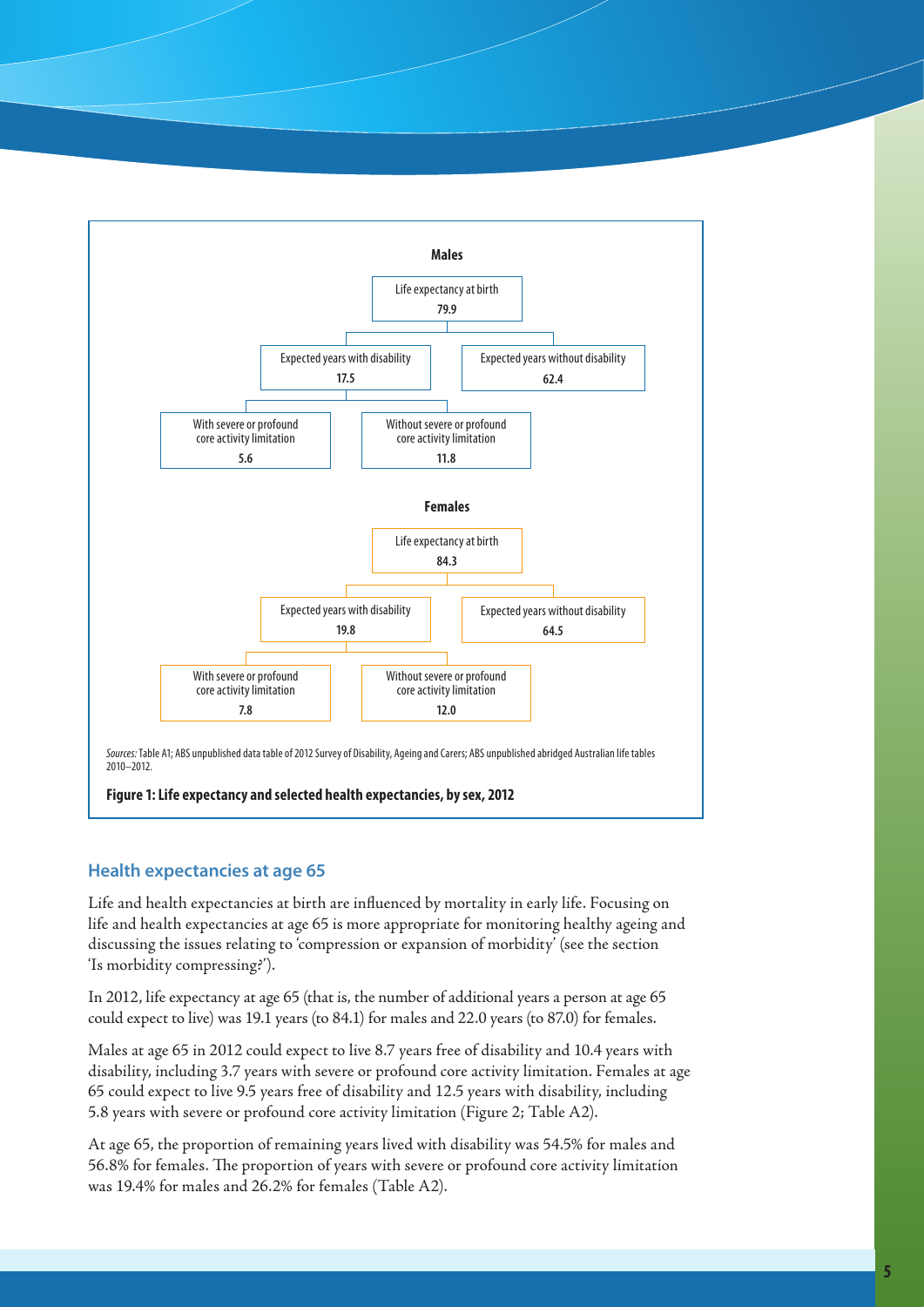**Males**

- Life expectancy at birth: **79.9**
  - Expected years with disability: **17.5**
    - With severe or profound core activity limitation: **5.6**
    - Without severe or profound core activity limitation: **11.8**
  - Expected years without disability: **62.4**

**Females**

- Life expectancy at birth: **84.3**
  - Expected years with disability: **19.8**
    - With severe or profound core activity limitation: **7.8**
    - Without severe or profound core activity limitation: **12.0**
  - Expected years without disability: **64.5**

*Sources:* Table A1; ABS unpublished data table of 2012 Survey of Disability, Ageing and Carers; ABS unpublished abridged Australian life tables 2010–2012.

**Figure 1: Life expectancy and selected health expectancies, by sex, 2012**

## Health expectancies at age 65

Life and health expectancies at birth are influenced by mortality in early life. Focusing on life and health expectancies at age 65 is more appropriate for monitoring healthy ageing and discussing the issues relating to 'compression or expansion of morbidity' (see the section 'Is morbidity compressing?').

In 2012, life expectancy at age 65 (that is, the number of additional years a person at age 65 could expect to live) was 19.1 years (to 84.1) for males and 22.0 years (to 87.0) for females.

Males at age 65 in 2012 could expect to live 8.7 years free of disability and 10.4 years with disability, including 3.7 years with severe or profound core activity limitation. Females at age 65 could expect to live 9.5 years free of disability and 12.5 years with disability, including 5.8 years with severe or profound core activity limitation (Figure 2; Table A2).

At age 65, the proportion of remaining years lived with disability was 54.5% for males and 56.8% for females. The proportion of years with severe or profound core activity limitation was 19.4% for males and 26.2% for females (Table A2).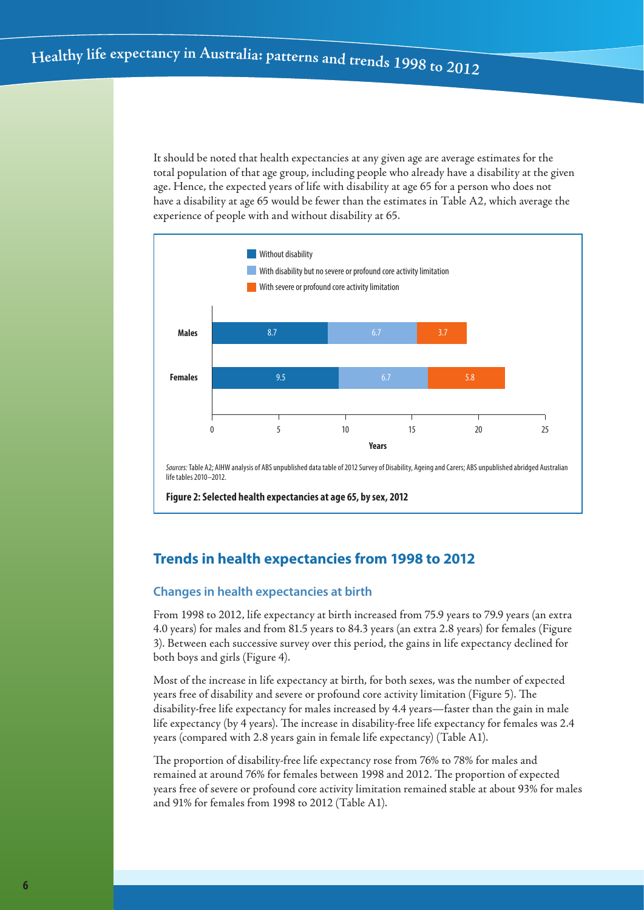It should be noted that health expectancies at any given age are average estimates for the total population of that age group, including people who already have a disability at the given age. Hence, the expected years of life with disability at age 65 for a person who does not have a disability at age 65 would be fewer than the estimates in Table A2, which average the experience of people with and without disability at 65.

| | Without disability | With disability but no severe or profound core activity limitation | With severe or profound core activity limitation |
|---|---|---|---|
| Males | 8.7 | 6.7 | 3.7 |
| Females | 9.5 | 6.7 | 5.8 |

*Sources:* Table A2; AIHW analysis of ABS unpublished data table of 2012 Survey of Disability, Ageing and Carers; ABS unpublished abridged Australian life tables 2010–2012.

**Figure 2: Selected health expectancies at age 65, by sex, 2012**

## Trends in health expectancies from 1998 to 2012

### Changes in health expectancies at birth

From 1998 to 2012, life expectancy at birth increased from 75.9 years to 79.9 years (an extra 4.0 years) for males and from 81.5 years to 84.3 years (an extra 2.8 years) for females (Figure 3). Between each successive survey over this period, the gains in life expectancy declined for both boys and girls (Figure 4).

Most of the increase in life expectancy at birth, for both sexes, was the number of expected years free of disability and severe or profound core activity limitation (Figure 5). The disability-free life expectancy for males increased by 4.4 years—faster than the gain in male life expectancy (by 4 years). The increase in disability-free life expectancy for females was 2.4 years (compared with 2.8 years gain in female life expectancy) (Table A1).

The proportion of disability-free life expectancy rose from 76% to 78% for males and remained at around 76% for females between 1998 and 2012. The proportion of expected years free of severe or profound core activity limitation remained stable at about 93% for males and 91% for females from 1998 to 2012 (Table A1).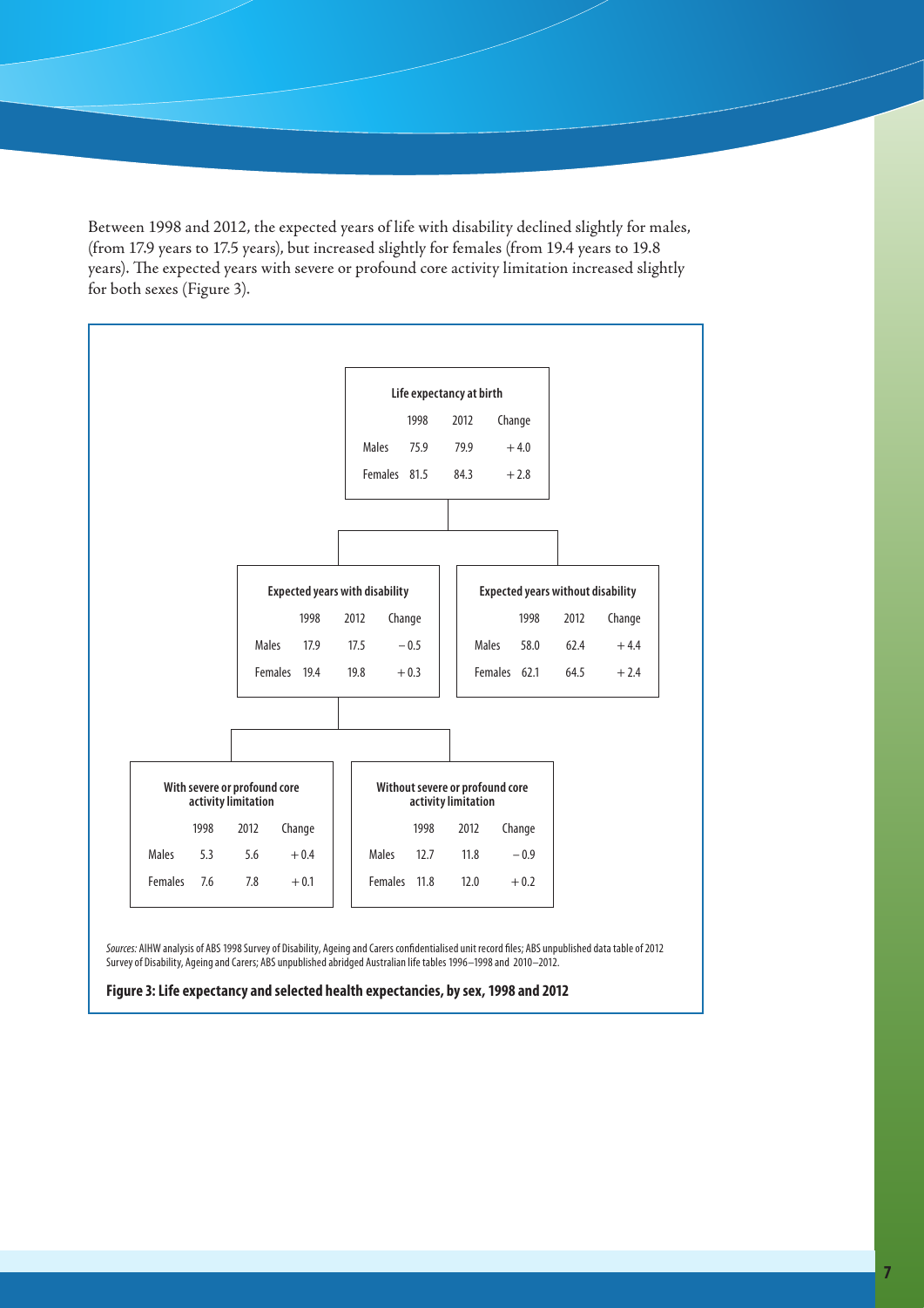Between 1998 and 2012, the expected years of life with disability declined slightly for males, (from 17.9 years to 17.5 years), but increased slightly for females (from 19.4 years to 19.8 years). The expected years with severe or profound core activity limitation increased slightly for both sexes (Figure 3).

**Life expectancy at birth**

| | 1998 | 2012 | Change |
|---|---|---|---|
| Males | 75.9 | 79.9 | + 4.0 |
| Females | 81.5 | 84.3 | + 2.8 |

**Expected years with disability**

| | 1998 | 2012 | Change |
|---|---|---|---|
| Males | 17.9 | 17.5 | − 0.5 |
| Females | 19.4 | 19.8 | + 0.3 |

**Expected years without disability**

| | 1998 | 2012 | Change |
|---|---|---|---|
| Males | 58.0 | 62.4 | + 4.4 |
| Females | 62.1 | 64.5 | + 2.4 |

**With severe or profound core activity limitation**

| | 1998 | 2012 | Change |
|---|---|---|---|
| Males | 5.3 | 5.6 | + 0.4 |
| Females | 7.6 | 7.8 | + 0.1 |

**Without severe or profound core activity limitation**

| | 1998 | 2012 | Change |
|---|---|---|---|
| Males | 12.7 | 11.8 | − 0.9 |
| Females | 11.8 | 12.0 | + 0.2 |

*Sources:* AIHW analysis of ABS 1998 Survey of Disability, Ageing and Carers confidentialised unit record files; ABS unpublished data table of 2012 Survey of Disability, Ageing and Carers; ABS unpublished abridged Australian life tables 1996–1998 and 2010–2012.

**Figure 3: Life expectancy and selected health expectancies, by sex, 1998 and 2012**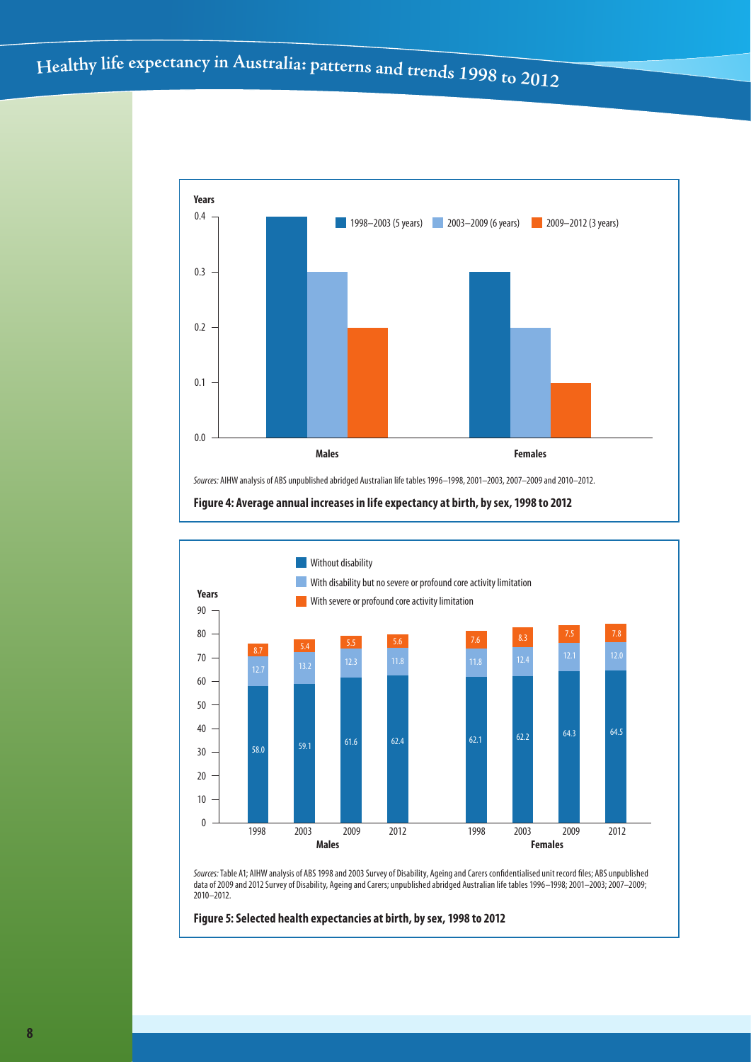Sources: AIHW analysis of ABS unpublished abridged Australian life tables 1996–1998, 2001–2003, 2007–2009 and 2010–2012.

**Figure 4: Average annual increases in life expectancy at birth, by sex, 1998 to 2012**

| Sex | 1998–2003 (5 years) | 2003–2009 (6 years) | 2009–2012 (3 years) |
|---|---|---|---|
| Males | 0.4 | 0.3 | 0.2 |
| Females | 0.3 | 0.2 | 0.1 |

Sources: Table A1; AIHW analysis of ABS 1998 and 2003 Survey of Disability, Ageing and Carers confidentialised unit record files; ABS unpublished data of 2009 and 2012 Survey of Disability, Ageing and Carers; unpublished abridged Australian life tables 1996–1998; 2001–2003; 2007–2009; 2010–2012.

**Figure 5: Selected health expectancies at birth, by sex, 1998 to 2012**

| Sex | Year | Without disability | With disability but no severe or profound core activity limitation | With severe or profound core activity limitation |
|---|---|---|---|---|
| Males | 1998 | 58.0 | 12.7 | 8.7 |
| Males | 2003 | 59.1 | 13.2 | 5.4 |
| Males | 2009 | 61.6 | 12.3 | 5.5 |
| Males | 2012 | 62.4 | 11.8 | 5.6 |
| Females | 1998 | 62.1 | 11.8 | 7.6 |
| Females | 2003 | 62.2 | 12.4 | 8.3 |
| Females | 2009 | 64.3 | 12.1 | 7.5 |
| Females | 2012 | 64.5 | 12.0 | 7.8 |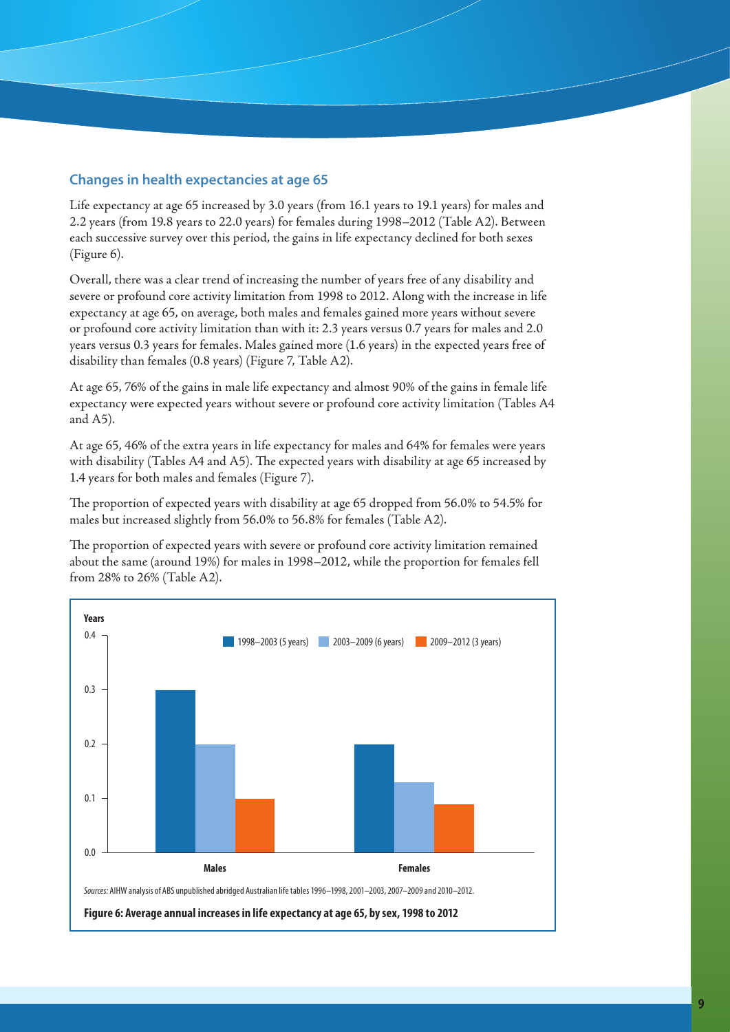## Changes in health expectancies at age 65

Life expectancy at age 65 increased by 3.0 years (from 16.1 years to 19.1 years) for males and 2.2 years (from 19.8 years to 22.0 years) for females during 1998–2012 (Table A2). Between each successive survey over this period, the gains in life expectancy declined for both sexes (Figure 6).

Overall, there was a clear trend of increasing the number of years free of any disability and severe or profound core activity limitation from 1998 to 2012. Along with the increase in life expectancy at age 65, on average, both males and females gained more years without severe or profound core activity limitation than with it: 2.3 years versus 0.7 years for males and 2.0 years versus 0.3 years for females. Males gained more (1.6 years) in the expected years free of disability than females (0.8 years) (Figure 7, Table A2).

At age 65, 76% of the gains in male life expectancy and almost 90% of the gains in female life expectancy were expected years without severe or profound core activity limitation (Tables A4 and A5).

At age 65, 46% of the extra years in life expectancy for males and 64% for females were years with disability (Tables A4 and A5). The expected years with disability at age 65 increased by 1.4 years for both males and females (Figure 7).

The proportion of expected years with disability at age 65 dropped from 56.0% to 54.5% for males but increased slightly from 56.0% to 56.8% for females (Table A2).

The proportion of expected years with severe or profound core activity limitation remained about the same (around 19%) for males in 1998–2012, while the proportion for females fell from 28% to 26% (Table A2).

| Years | 1998–2003 (5 years) | 2003–2009 (6 years) | 2009–2012 (3 years) |
|---|---|---|---|
| Males | 0.3 | 0.2 | 0.1 |
| Females | 0.2 | 0.13 | 0.09 |

*Sources:* AIHW analysis of ABS unpublished abridged Australian life tables 1996–1998, 2001–2003, 2007–2009 and 2010–2012.

**Figure 6: Average annual increases in life expectancy at age 65, by sex, 1998 to 2012**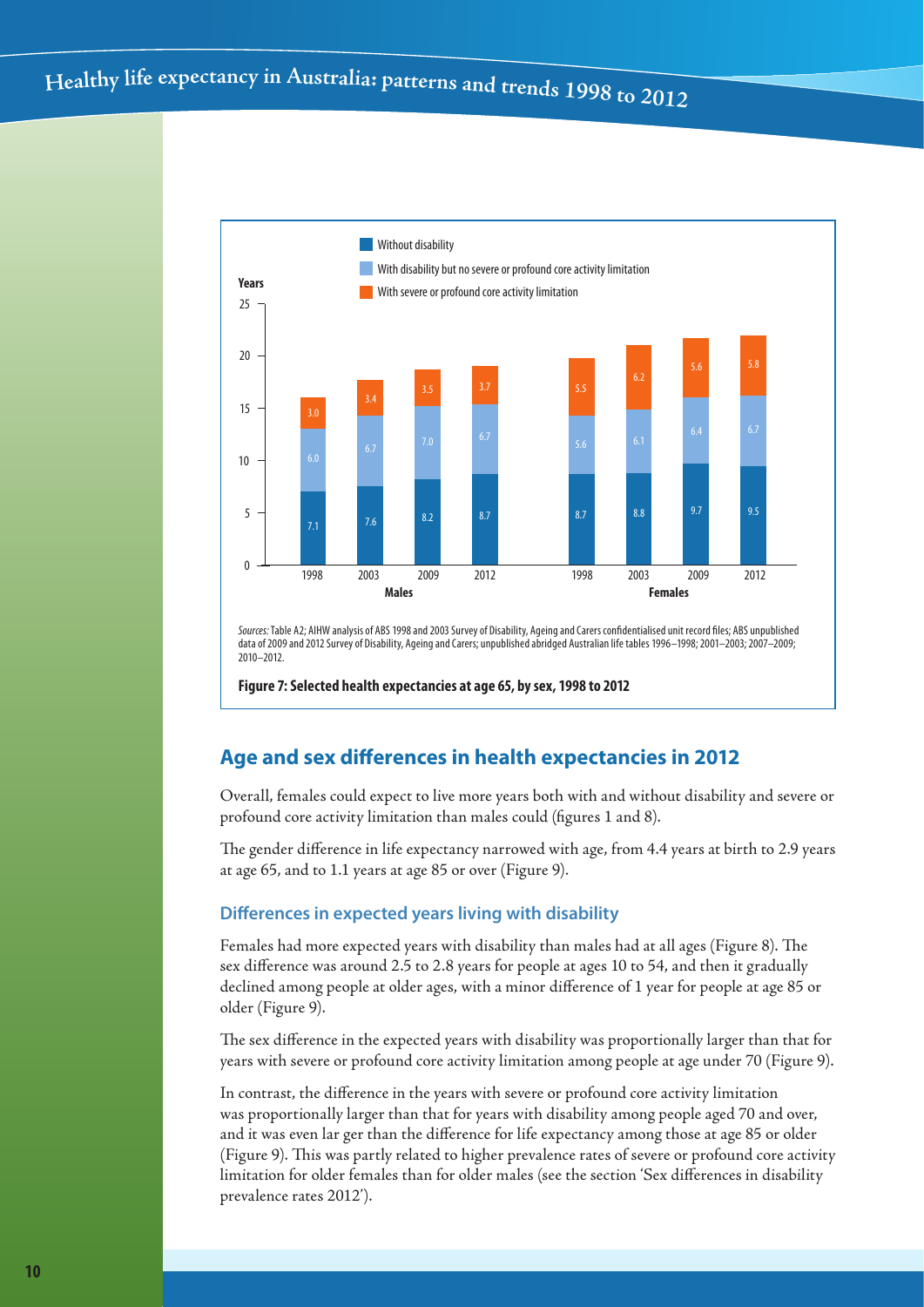| | Males | | | | Females | | | |
|---|---|---|---|---|---|---|---|---|
| Years | 1998 | 2003 | 2009 | 2012 | 1998 | 2003 | 2009 | 2012 |
| Without disability | 7.1 | 7.6 | 8.2 | 8.7 | 8.7 | 8.8 | 9.7 | 9.5 |
| With disability but no severe or profound core activity limitation | 6.0 | 6.7 | 7.0 | 6.7 | 5.6 | 6.1 | 6.4 | 6.7 |
| With severe or profound core activity limitation | 3.0 | 3.4 | 3.5 | 3.7 | 5.5 | 6.2 | 5.6 | 5.8 |

*Sources:* Table A2; AIHW analysis of ABS 1998 and 2003 Survey of Disability, Ageing and Carers confidentialised unit record files; ABS unpublished data of 2009 and 2012 Survey of Disability, Ageing and Carers; unpublished abridged Australian life tables 1996–1998; 2001–2003; 2007–2009; 2010–2012.

**Figure 7: Selected health expectancies at age 65, by sex, 1998 to 2012**

## Age and sex differences in health expectancies in 2012

Overall, females could expect to live more years both with and without disability and severe or profound core activity limitation than males could (figures 1 and 8).

The gender difference in life expectancy narrowed with age, from 4.4 years at birth to 2.9 years at age 65, and to 1.1 years at age 85 or over (Figure 9).

### Differences in expected years living with disability

Females had more expected years with disability than males had at all ages (Figure 8). The sex difference was around 2.5 to 2.8 years for people at ages 10 to 54, and then it gradually declined among people at older ages, with a minor difference of 1 year for people at age 85 or older (Figure 9).

The sex difference in the expected years with disability was proportionally larger than that for years with severe or profound core activity limitation among people at age under 70 (Figure 9).

In contrast, the difference in the years with severe or profound core activity limitation was proportionally larger than that for years with disability among people aged 70 and over, and it was even lar ger than the difference for life expectancy among those at age 85 or older (Figure 9). This was partly related to higher prevalence rates of severe or profound core activity limitation for older females than for older males (see the section 'Sex differences in disability prevalence rates 2012').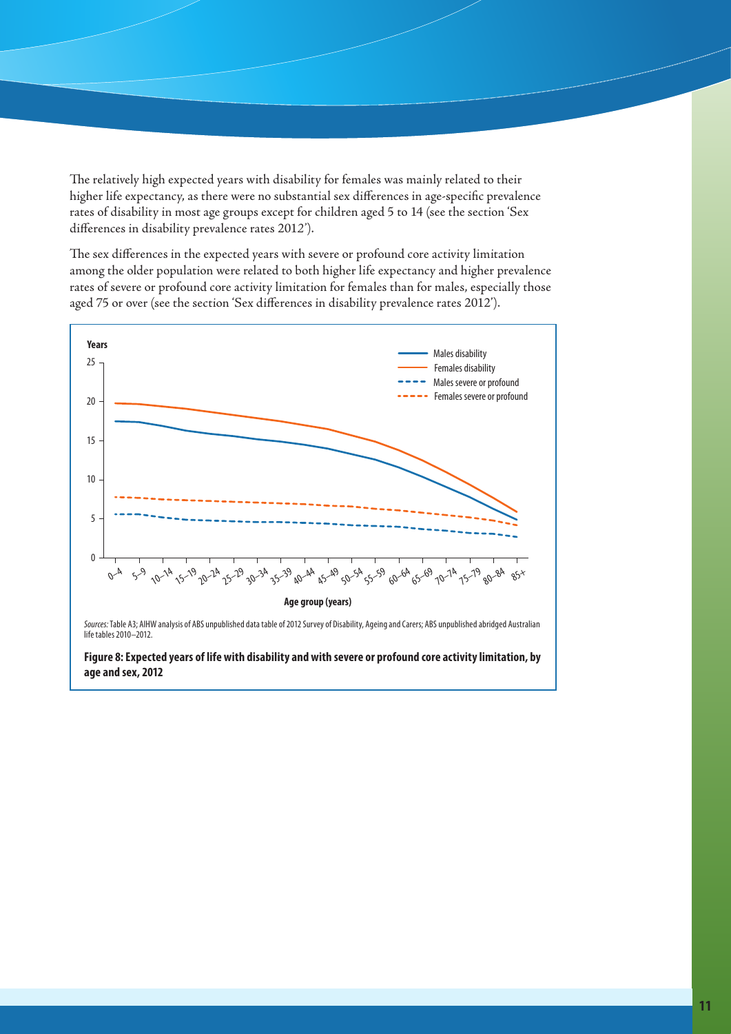The relatively high expected years with disability for females was mainly related to their higher life expectancy, as there were no substantial sex differences in age-specific prevalence rates of disability in most age groups except for children aged 5 to 14 (see the section 'Sex differences in disability prevalence rates 2012').

The sex differences in the expected years with severe or profound core activity limitation among the older population were related to both higher life expectancy and higher prevalence rates of severe or profound core activity limitation for females than for males, especially those aged 75 or over (see the section 'Sex differences in disability prevalence rates 2012').

*Sources:* Table A3; AIHW analysis of ABS unpublished data table of 2012 Survey of Disability, Ageing and Carers; ABS unpublished abridged Australian life tables 2010–2012.

**Figure 8: Expected years of life with disability and with severe or profound core activity limitation, by age and sex, 2012**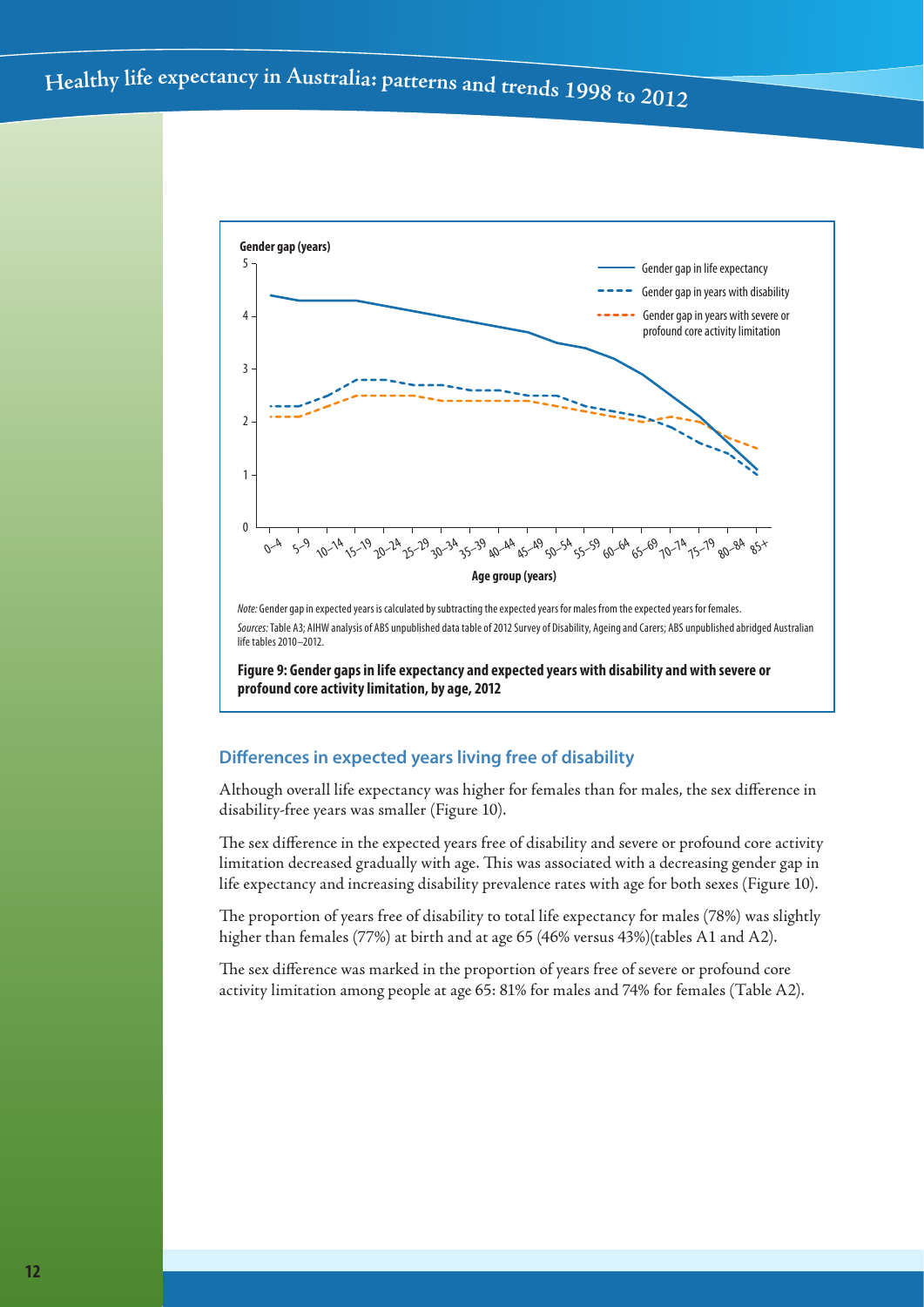Note: Gender gap in expected years is calculated by subtracting the expected years for males from the expected years for females.

*Sources:* Table A3; AIHW analysis of ABS unpublished data table of 2012 Survey of Disability, Ageing and Carers; ABS unpublished abridged Australian life tables 2010–2012.

**Figure 9: Gender gaps in life expectancy and expected years with disability and with severe or profound core activity limitation, by age, 2012**

### Differences in expected years living free of disability

Although overall life expectancy was higher for females than for males, the sex difference in disability-free years was smaller (Figure 10).

The sex difference in the expected years free of disability and severe or profound core activity limitation decreased gradually with age. This was associated with a decreasing gender gap in life expectancy and increasing disability prevalence rates with age for both sexes (Figure 10).

The proportion of years free of disability to total life expectancy for males (78%) was slightly higher than females (77%) at birth and at age 65 (46% versus 43%)(tables A1 and A2).

The sex difference was marked in the proportion of years free of severe or profound core activity limitation among people at age 65: 81% for males and 74% for females (Table A2).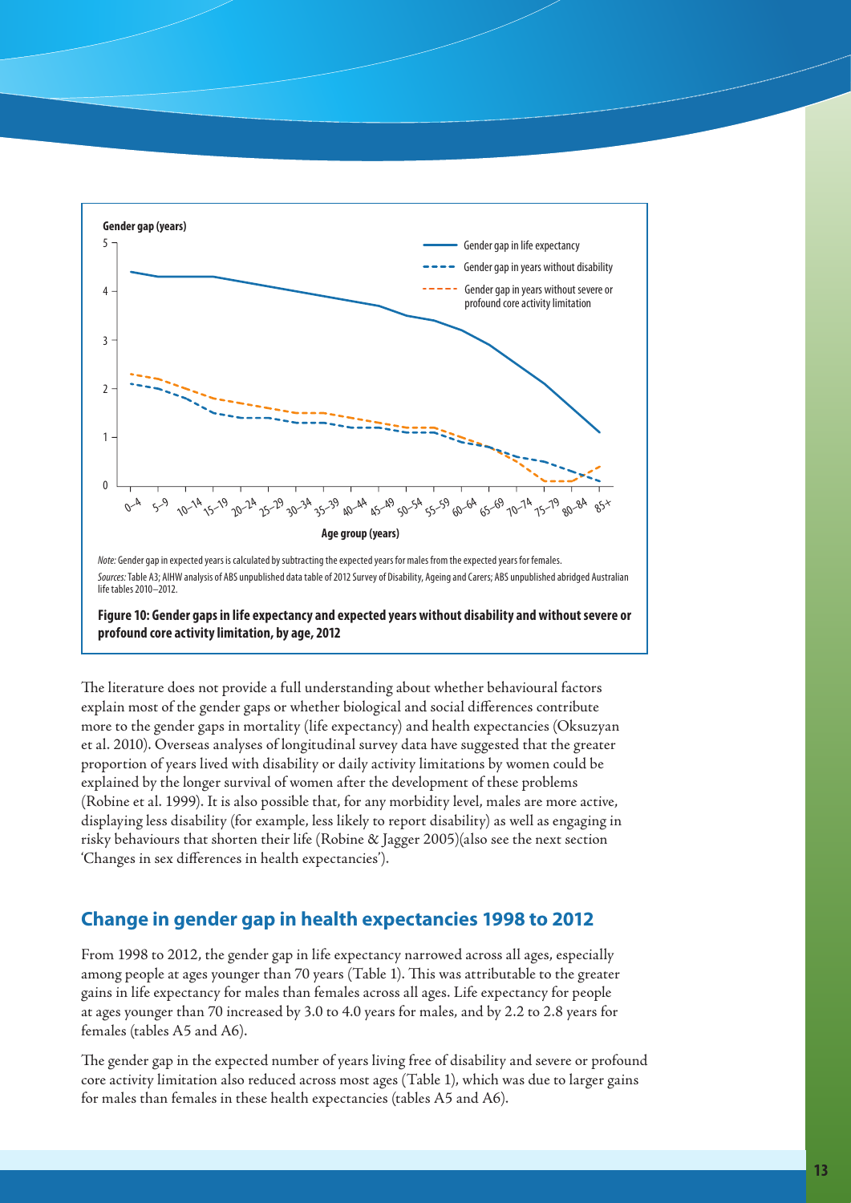*Note:* Gender gap in expected years is calculated by subtracting the expected years for males from the expected years for females.

*Sources:* Table A3; AIHW analysis of ABS unpublished data table of 2012 Survey of Disability, Ageing and Carers; ABS unpublished abridged Australian life tables 2010–2012.

**Figure 10: Gender gaps in life expectancy and expected years without disability and without severe or profound core activity limitation, by age, 2012**

The literature does not provide a full understanding about whether behavioural factors explain most of the gender gaps or whether biological and social differences contribute more to the gender gaps in mortality (life expectancy) and health expectancies (Oksuzyan et al. 2010). Overseas analyses of longitudinal survey data have suggested that the greater proportion of years lived with disability or daily activity limitations by women could be explained by the longer survival of women after the development of these problems (Robine et al. 1999). It is also possible that, for any morbidity level, males are more active, displaying less disability (for example, less likely to report disability) as well as engaging in risky behaviours that shorten their life (Robine & Jagger 2005)(also see the next section 'Changes in sex differences in health expectancies').

## Change in gender gap in health expectancies 1998 to 2012

From 1998 to 2012, the gender gap in life expectancy narrowed across all ages, especially among people at ages younger than 70 years (Table 1). This was attributable to the greater gains in life expectancy for males than females across all ages. Life expectancy for people at ages younger than 70 increased by 3.0 to 4.0 years for males, and by 2.2 to 2.8 years for females (tables A5 and A6).

The gender gap in the expected number of years living free of disability and severe or profound core activity limitation also reduced across most ages (Table 1), which was due to larger gains for males than females in these health expectancies (tables A5 and A6).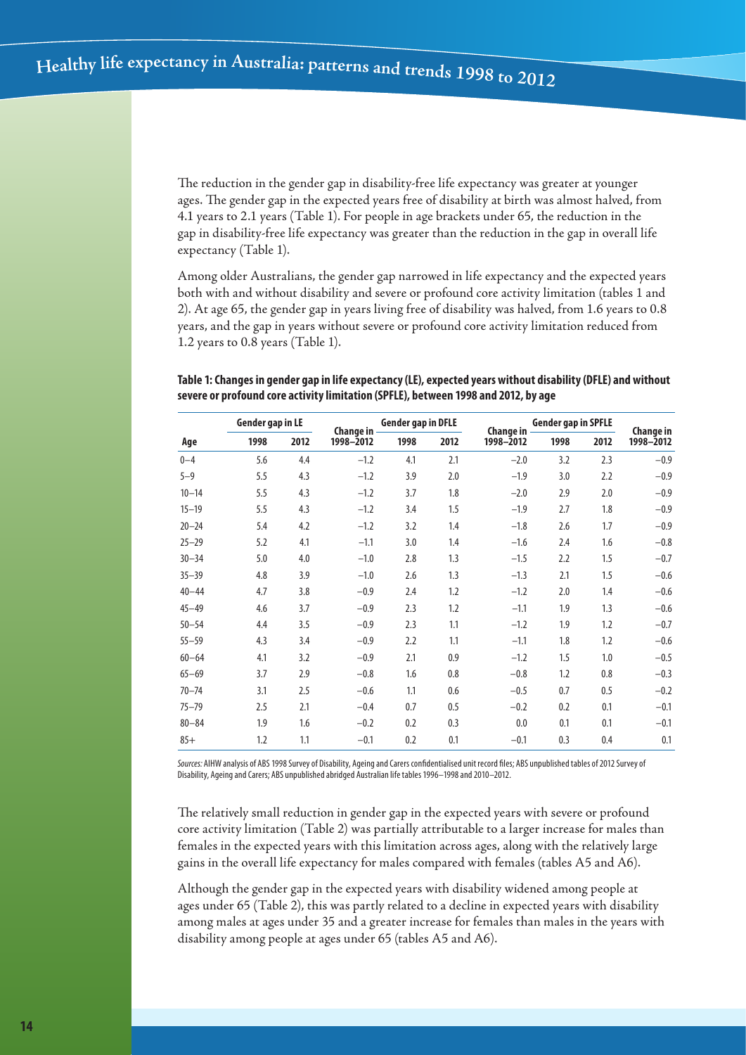The reduction in the gender gap in disability-free life expectancy was greater at younger ages. The gender gap in the expected years free of disability at birth was almost halved, from 4.1 years to 2.1 years (Table 1). For people in age brackets under 65, the reduction in the gap in disability-free life expectancy was greater than the reduction in the gap in overall life expectancy (Table 1).

Among older Australians, the gender gap narrowed in life expectancy and the expected years both with and without disability and severe or profound core activity limitation (tables 1 and 2). At age 65, the gender gap in years living free of disability was halved, from 1.6 years to 0.8 years, and the gap in years without severe or profound core activity limitation reduced from 1.2 years to 0.8 years (Table 1).

**Table 1: Changes in gender gap in life expectancy (LE), expected years without disability (DFLE) and without severe or profound core activity limitation (SPFLE), between 1998 and 2012, by age**

| Age | Gender gap in LE | | Change in 1998–2012 | Gender gap in DFLE | | Change in 1998–2012 | Gender gap in SPFLE | | Change in 1998–2012 |
|---|---|---|---|---|---|---|---|---|---|
| | 1998 | 2012 | | 1998 | 2012 | | 1998 | 2012 | |
| 0–4 | 5.6 | 4.4 | −1.2 | 4.1 | 2.1 | −2.0 | 3.2 | 2.3 | −0.9 |
| 5–9 | 5.5 | 4.3 | −1.2 | 3.9 | 2.0 | −1.9 | 3.0 | 2.2 | −0.9 |
| 10–14 | 5.5 | 4.3 | −1.2 | 3.7 | 1.8 | −2.0 | 2.9 | 2.0 | −0.9 |
| 15–19 | 5.5 | 4.3 | −1.2 | 3.4 | 1.5 | −1.9 | 2.7 | 1.8 | −0.9 |
| 20–24 | 5.4 | 4.2 | −1.2 | 3.2 | 1.4 | −1.8 | 2.6 | 1.7 | −0.9 |
| 25–29 | 5.2 | 4.1 | −1.1 | 3.0 | 1.4 | −1.6 | 2.4 | 1.6 | −0.8 |
| 30–34 | 5.0 | 4.0 | −1.0 | 2.8 | 1.3 | −1.5 | 2.2 | 1.5 | −0.7 |
| 35–39 | 4.8 | 3.9 | −1.0 | 2.6 | 1.3 | −1.3 | 2.1 | 1.5 | −0.6 |
| 40–44 | 4.7 | 3.8 | −0.9 | 2.4 | 1.2 | −1.2 | 2.0 | 1.4 | −0.6 |
| 45–49 | 4.6 | 3.7 | −0.9 | 2.3 | 1.2 | −1.1 | 1.9 | 1.3 | −0.6 |
| 50–54 | 4.4 | 3.5 | −0.9 | 2.3 | 1.1 | −1.2 | 1.9 | 1.2 | −0.7 |
| 55–59 | 4.3 | 3.4 | −0.9 | 2.2 | 1.1 | −1.1 | 1.8 | 1.2 | −0.6 |
| 60–64 | 4.1 | 3.2 | −0.9 | 2.1 | 0.9 | −1.2 | 1.5 | 1.0 | −0.5 |
| 65–69 | 3.7 | 2.9 | −0.8 | 1.6 | 0.8 | −0.8 | 1.2 | 0.8 | −0.3 |
| 70–74 | 3.1 | 2.5 | −0.6 | 1.1 | 0.6 | −0.5 | 0.7 | 0.5 | −0.2 |
| 75–79 | 2.5 | 2.1 | −0.4 | 0.7 | 0.5 | −0.2 | 0.2 | 0.1 | −0.1 |
| 80–84 | 1.9 | 1.6 | −0.2 | 0.2 | 0.3 | 0.0 | 0.1 | 0.1 | −0.1 |
| 85+ | 1.2 | 1.1 | −0.1 | 0.2 | 0.1 | −0.1 | 0.3 | 0.4 | 0.1 |

*Sources:* AIHW analysis of ABS 1998 Survey of Disability, Ageing and Carers confidentialised unit record files; ABS unpublished tables of 2012 Survey of Disability, Ageing and Carers; ABS unpublished abridged Australian life tables 1996–1998 and 2010–2012.

The relatively small reduction in gender gap in the expected years with severe or profound core activity limitation (Table 2) was partially attributable to a larger increase for males than females in the expected years with this limitation across ages, along with the relatively large gains in the overall life expectancy for males compared with females (tables A5 and A6).

Although the gender gap in the expected years with disability widened among people at ages under 65 (Table 2), this was partly related to a decline in expected years with disability among males at ages under 35 and a greater increase for females than males in the years with disability among people at ages under 65 (tables A5 and A6).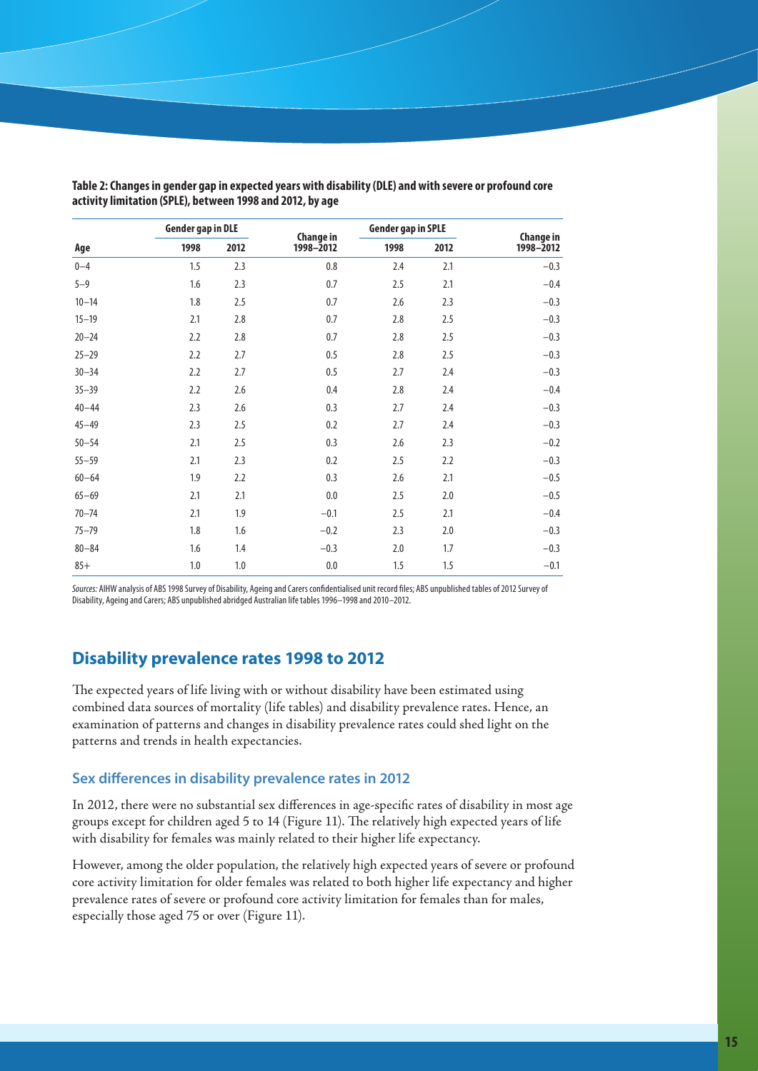**Table 2: Changes in gender gap in expected years with disability (DLE) and with severe or profound core activity limitation (SPLE), between 1998 and 2012, by age**

| Age | Gender gap in DLE | | Change in 1998–2012 | Gender gap in SPLE | | Change in 1998–2012 |
|---|---|---|---|---|---|---|
| | 1998 | 2012 | | 1998 | 2012 | |
| 0–4 | 1.5 | 2.3 | 0.8 | 2.4 | 2.1 | −0.3 |
| 5–9 | 1.6 | 2.3 | 0.7 | 2.5 | 2.1 | −0.4 |
| 10–14 | 1.8 | 2.5 | 0.7 | 2.6 | 2.3 | −0.3 |
| 15–19 | 2.1 | 2.8 | 0.7 | 2.8 | 2.5 | −0.3 |
| 20–24 | 2.2 | 2.8 | 0.7 | 2.8 | 2.5 | −0.3 |
| 25–29 | 2.2 | 2.7 | 0.5 | 2.8 | 2.5 | −0.3 |
| 30–34 | 2.2 | 2.7 | 0.5 | 2.7 | 2.4 | −0.3 |
| 35–39 | 2.2 | 2.6 | 0.4 | 2.8 | 2.4 | −0.4 |
| 40–44 | 2.3 | 2.6 | 0.3 | 2.7 | 2.4 | −0.3 |
| 45–49 | 2.3 | 2.5 | 0.2 | 2.7 | 2.4 | −0.3 |
| 50–54 | 2.1 | 2.5 | 0.3 | 2.6 | 2.3 | −0.2 |
| 55–59 | 2.1 | 2.3 | 0.2 | 2.5 | 2.2 | −0.3 |
| 60–64 | 1.9 | 2.2 | 0.3 | 2.6 | 2.1 | −0.5 |
| 65–69 | 2.1 | 2.1 | 0.0 | 2.5 | 2.0 | −0.5 |
| 70–74 | 2.1 | 1.9 | −0.1 | 2.5 | 2.1 | −0.4 |
| 75–79 | 1.8 | 1.6 | −0.2 | 2.3 | 2.0 | −0.3 |
| 80–84 | 1.6 | 1.4 | −0.3 | 2.0 | 1.7 | −0.3 |
| 85+ | 1.0 | 1.0 | 0.0 | 1.5 | 1.5 | −0.1 |

*Sources:* AIHW analysis of ABS 1998 Survey of Disability, Ageing and Carers confidentialised unit record files; ABS unpublished tables of 2012 Survey of Disability, Ageing and Carers; ABS unpublished abridged Australian life tables 1996–1998 and 2010–2012.

## Disability prevalence rates 1998 to 2012

The expected years of life living with or without disability have been estimated using combined data sources of mortality (life tables) and disability prevalence rates. Hence, an examination of patterns and changes in disability prevalence rates could shed light on the patterns and trends in health expectancies.

### Sex differences in disability prevalence rates in 2012

In 2012, there were no substantial sex differences in age-specific rates of disability in most age groups except for children aged 5 to 14 (Figure 11). The relatively high expected years of life with disability for females was mainly related to their higher life expectancy.

However, among the older population, the relatively high expected years of severe or profound core activity limitation for older females was related to both higher life expectancy and higher prevalence rates of severe or profound core activity limitation for females than for males, especially those aged 75 or over (Figure 11).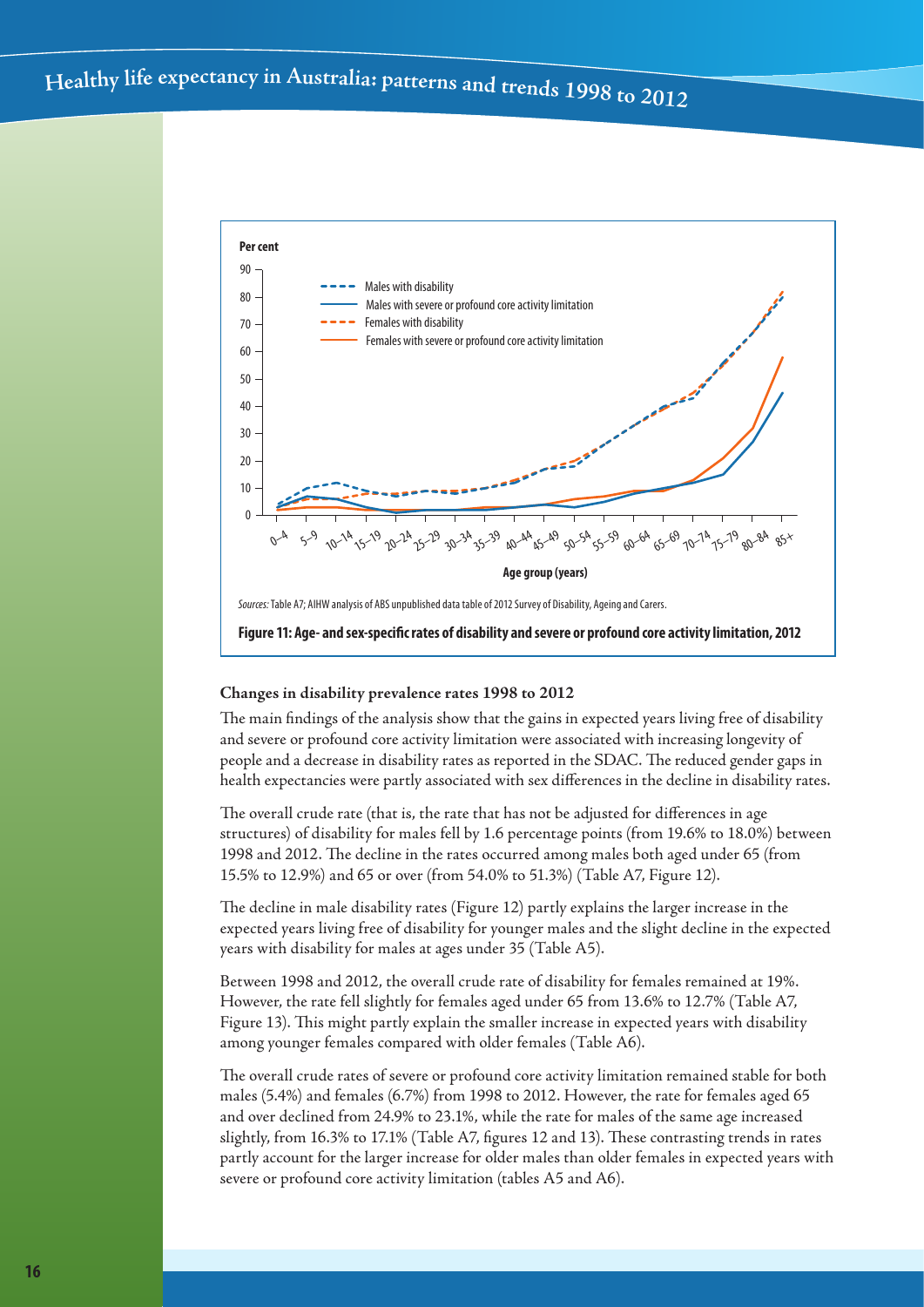Sources: Table A7; AIHW analysis of ABS unpublished data table of 2012 Survey of Disability, Ageing and Carers.

**Figure 11: Age- and sex-specific rates of disability and severe or profound core activity limitation, 2012**

### Changes in disability prevalence rates 1998 to 2012

The main findings of the analysis show that the gains in expected years living free of disability and severe or profound core activity limitation were associated with increasing longevity of people and a decrease in disability rates as reported in the SDAC. The reduced gender gaps in health expectancies were partly associated with sex differences in the decline in disability rates.

The overall crude rate (that is, the rate that has not be adjusted for differences in age structures) of disability for males fell by 1.6 percentage points (from 19.6% to 18.0%) between 1998 and 2012. The decline in the rates occurred among males both aged under 65 (from 15.5% to 12.9%) and 65 or over (from 54.0% to 51.3%) (Table A7, Figure 12).

The decline in male disability rates (Figure 12) partly explains the larger increase in the expected years living free of disability for younger males and the slight decline in the expected years with disability for males at ages under 35 (Table A5).

Between 1998 and 2012, the overall crude rate of disability for females remained at 19%. However, the rate fell slightly for females aged under 65 from 13.6% to 12.7% (Table A7, Figure 13). This might partly explain the smaller increase in expected years with disability among younger females compared with older females (Table A6).

The overall crude rates of severe or profound core activity limitation remained stable for both males (5.4%) and females (6.7%) from 1998 to 2012. However, the rate for females aged 65 and over declined from 24.9% to 23.1%, while the rate for males of the same age increased slightly, from 16.3% to 17.1% (Table A7, figures 12 and 13). These contrasting trends in rates partly account for the larger increase for older males than older females in expected years with severe or profound core activity limitation (tables A5 and A6).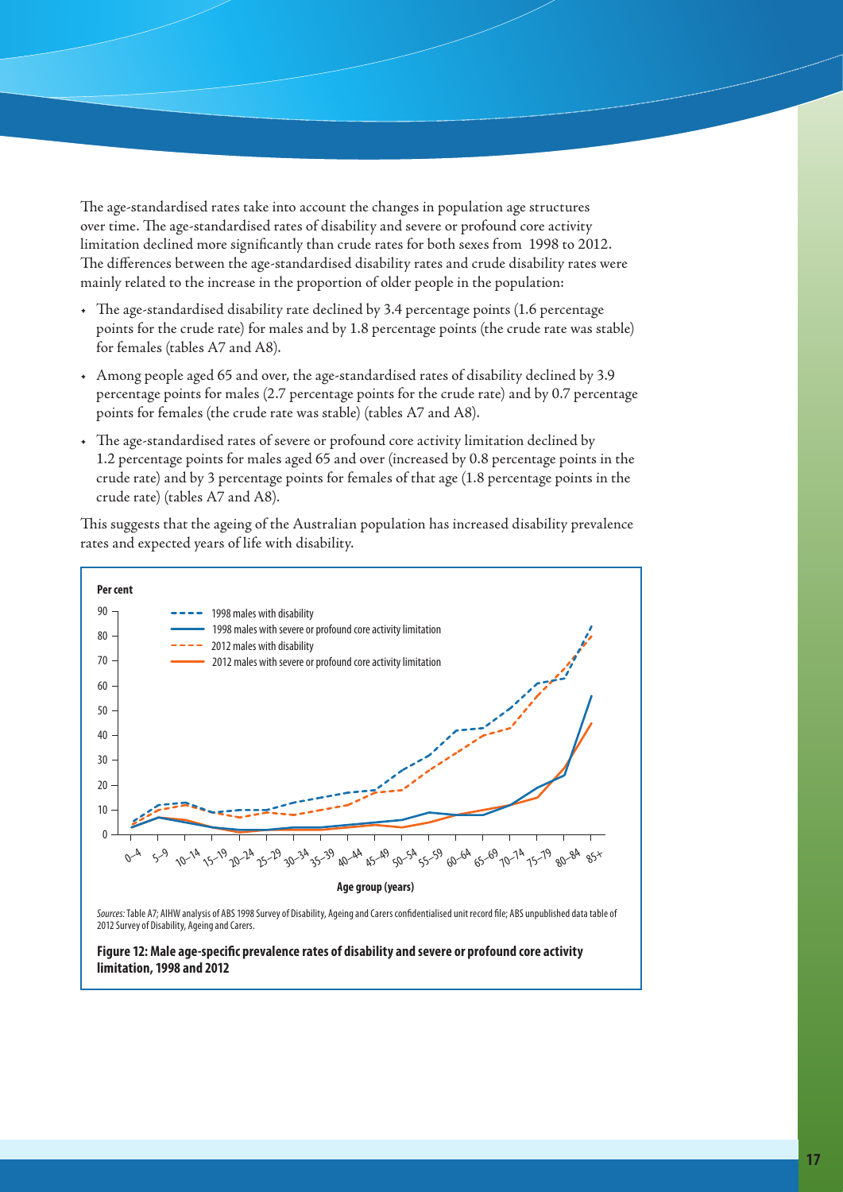The age-standardised rates take into account the changes in population age structures over time. The age-standardised rates of disability and severe or profound core activity limitation declined more significantly than crude rates for both sexes from 1998 to 2012. The differences between the age-standardised disability rates and crude disability rates were mainly related to the increase in the proportion of older people in the population:

- The age-standardised disability rate declined by 3.4 percentage points (1.6 percentage points for the crude rate) for males and by 1.8 percentage points (the crude rate was stable) for females (tables A7 and A8).
- Among people aged 65 and over, the age-standardised rates of disability declined by 3.9 percentage points for males (2.7 percentage points for the crude rate) and by 0.7 percentage points for females (the crude rate was stable) (tables A7 and A8).
- The age-standardised rates of severe or profound core activity limitation declined by 1.2 percentage points for males aged 65 and over (increased by 0.8 percentage points in the crude rate) and by 3 percentage points for females of that age (1.8 percentage points in the crude rate) (tables A7 and A8).

This suggests that the ageing of the Australian population has increased disability prevalence rates and expected years of life with disability.

*Sources:* Table A7; AIHW analysis of ABS 1998 Survey of Disability, Ageing and Carers confidentialised unit record file; ABS unpublished data table of 2012 Survey of Disability, Ageing and Carers.

**Figure 12: Male age-specific prevalence rates of disability and severe or profound core activity limitation, 1998 and 2012**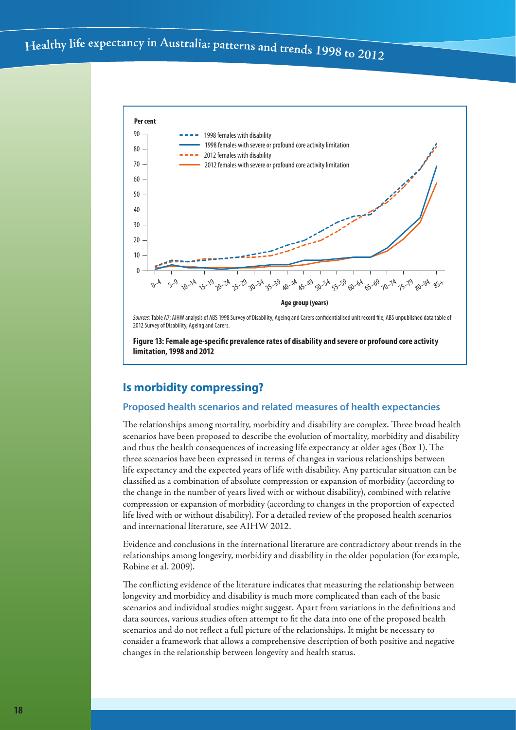Per cent

- 1998 females with disability
- 1998 females with severe or profound core activity limitation
- 2012 females with disability
- 2012 females with severe or profound core activity limitation

Age group (years)

*Sources:* Table A7; AIHW analysis of ABS 1998 Survey of Disability, Ageing and Carers confidentialised unit record file; ABS unpublished data table of 2012 Survey of Disability, Ageing and Carers.

**Figure 13: Female age-specific prevalence rates of disability and severe or profound core activity limitation, 1998 and 2012**

## Is morbidity compressing?

### Proposed health scenarios and related measures of health expectancies

The relationships among mortality, morbidity and disability are complex. Three broad health scenarios have been proposed to describe the evolution of mortality, morbidity and disability and thus the health consequences of increasing life expectancy at older ages (Box 1). The three scenarios have been expressed in terms of changes in various relationships between life expectancy and the expected years of life with disability. Any particular situation can be classified as a combination of absolute compression or expansion of morbidity (according to the change in the number of years lived with or without disability), combined with relative compression or expansion of morbidity (according to changes in the proportion of expected life lived with or without disability). For a detailed review of the proposed health scenarios and international literature, see AIHW 2012.

Evidence and conclusions in the international literature are contradictory about trends in the relationships among longevity, morbidity and disability in the older population (for example, Robine et al. 2009).

The conflicting evidence of the literature indicates that measuring the relationship between longevity and morbidity and disability is much more complicated than each of the basic scenarios and individual studies might suggest. Apart from variations in the definitions and data sources, various studies often attempt to fit the data into one of the proposed health scenarios and do not reflect a full picture of the relationships. It might be necessary to consider a framework that allows a comprehensive description of both positive and negative changes in the relationship between longevity and health status.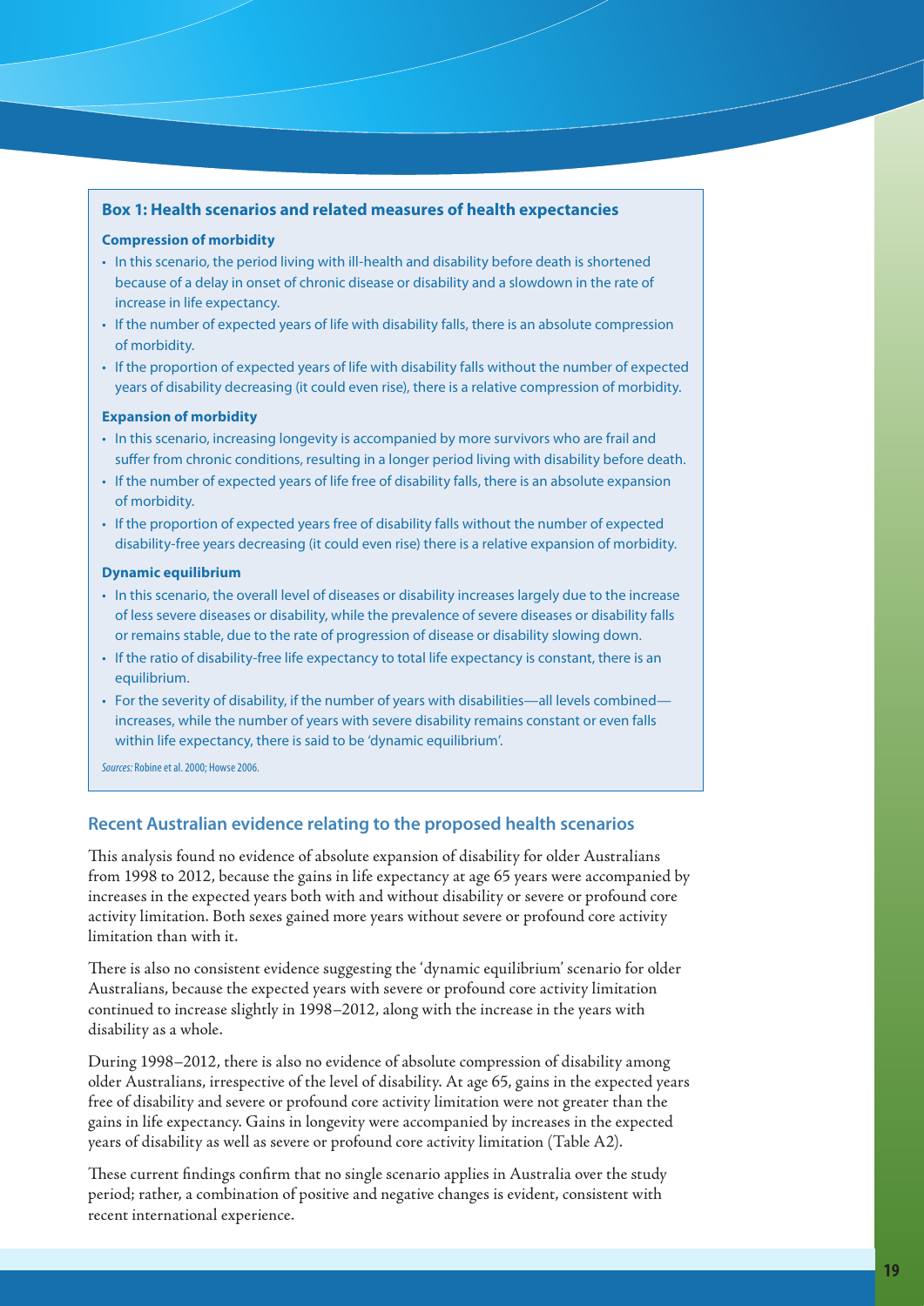### Box 1: Health scenarios and related measures of health expectancies

**Compression of morbidity**

- In this scenario, the period living with ill-health and disability before death is shortened because of a delay in onset of chronic disease or disability and a slowdown in the rate of increase in life expectancy.
- If the number of expected years of life with disability falls, there is an absolute compression of morbidity.
- If the proportion of expected years of life with disability falls without the number of expected years of disability decreasing (it could even rise), there is a relative compression of morbidity.

**Expansion of morbidity**

- In this scenario, increasing longevity is accompanied by more survivors who are frail and suffer from chronic conditions, resulting in a longer period living with disability before death.
- If the number of expected years of life free of disability falls, there is an absolute expansion of morbidity.
- If the proportion of expected years free of disability falls without the number of expected disability-free years decreasing (it could even rise) there is a relative expansion of morbidity.

**Dynamic equilibrium**

- In this scenario, the overall level of diseases or disability increases largely due to the increase of less severe diseases or disability, while the prevalence of severe diseases or disability falls or remains stable, due to the rate of progression of disease or disability slowing down.
- If the ratio of disability-free life expectancy to total life expectancy is constant, there is an equilibrium.
- For the severity of disability, if the number of years with disabilities—all levels combined—increases, while the number of years with severe disability remains constant or even falls within life expectancy, there is said to be 'dynamic equilibrium'.

*Sources:* Robine et al. 2000; Howse 2006.

## Recent Australian evidence relating to the proposed health scenarios

This analysis found no evidence of absolute expansion of disability for older Australians from 1998 to 2012, because the gains in life expectancy at age 65 years were accompanied by increases in the expected years both with and without disability or severe or profound core activity limitation. Both sexes gained more years without severe or profound core activity limitation than with it.

There is also no consistent evidence suggesting the 'dynamic equilibrium' scenario for older Australians, because the expected years with severe or profound core activity limitation continued to increase slightly in 1998–2012, along with the increase in the years with disability as a whole.

During 1998–2012, there is also no evidence of absolute compression of disability among older Australians, irrespective of the level of disability. At age 65, gains in the expected years free of disability and severe or profound core activity limitation were not greater than the gains in life expectancy. Gains in longevity were accompanied by increases in the expected years of disability as well as severe or profound core activity limitation (Table A2).

These current findings confirm that no single scenario applies in Australia over the study period; rather, a combination of positive and negative changes is evident, consistent with recent international experience.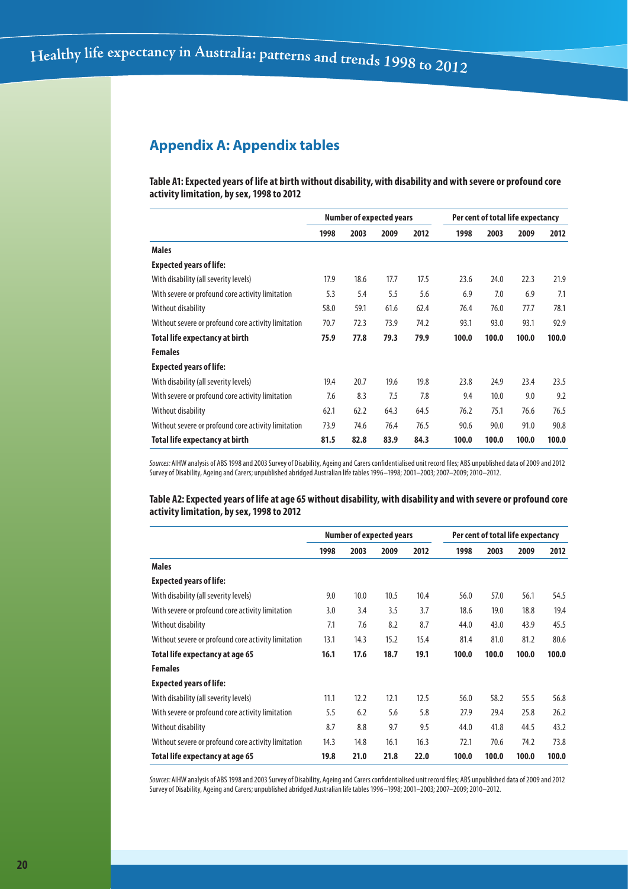## Appendix A: Appendix tables

**Table A1: Expected years of life at birth without disability, with disability and with severe or profound core activity limitation, by sex, 1998 to 2012**

| | Number of expected years | | | | Per cent of total life expectancy | | | |
|---|---|---|---|---|---|---|---|---|
| | 1998 | 2003 | 2009 | 2012 | 1998 | 2003 | 2009 | 2012 |
| **Males** | | | | | | | | |
| **Expected years of life:** | | | | | | | | |
| With disability (all severity levels) | 17.9 | 18.6 | 17.7 | 17.5 | 23.6 | 24.0 | 22.3 | 21.9 |
| With severe or profound core activity limitation | 5.3 | 5.4 | 5.5 | 5.6 | 6.9 | 7.0 | 6.9 | 7.1 |
| Without disability | 58.0 | 59.1 | 61.6 | 62.4 | 76.4 | 76.0 | 77.7 | 78.1 |
| Without severe or profound core activity limitation | 70.7 | 72.3 | 73.9 | 74.2 | 93.1 | 93.0 | 93.1 | 92.9 |
| **Total life expectancy at birth** | **75.9** | **77.8** | **79.3** | **79.9** | **100.0** | **100.0** | **100.0** | **100.0** |
| **Females** | | | | | | | | |
| **Expected years of life:** | | | | | | | | |
| With disability (all severity levels) | 19.4 | 20.7 | 19.6 | 19.8 | 23.8 | 24.9 | 23.4 | 23.5 |
| With severe or profound core activity limitation | 7.6 | 8.3 | 7.5 | 7.8 | 9.4 | 10.0 | 9.0 | 9.2 |
| Without disability | 62.1 | 62.2 | 64.3 | 64.5 | 76.2 | 75.1 | 76.6 | 76.5 |
| Without severe or profound core activity limitation | 73.9 | 74.6 | 76.4 | 76.5 | 90.6 | 90.0 | 91.0 | 90.8 |
| **Total life expectancy at birth** | **81.5** | **82.8** | **83.9** | **84.3** | **100.0** | **100.0** | **100.0** | **100.0** |

*Sources:* AIHW analysis of ABS 1998 and 2003 Survey of Disability, Ageing and Carers confidentialised unit record files; ABS unpublished data of 2009 and 2012 Survey of Disability, Ageing and Carers; unpublished abridged Australian life tables 1996–1998; 2001–2003; 2007–2009; 2010–2012.

**Table A2: Expected years of life at age 65 without disability, with disability and with severe or profound core activity limitation, by sex, 1998 to 2012**

| | Number of expected years | | | | Per cent of total life expectancy | | | |
|---|---|---|---|---|---|---|---|---|
| | 1998 | 2003 | 2009 | 2012 | 1998 | 2003 | 2009 | 2012 |
| **Males** | | | | | | | | |
| **Expected years of life:** | | | | | | | | |
| With disability (all severity levels) | 9.0 | 10.0 | 10.5 | 10.4 | 56.0 | 57.0 | 56.1 | 54.5 |
| With severe or profound core activity limitation | 3.0 | 3.4 | 3.5 | 3.7 | 18.6 | 19.0 | 18.8 | 19.4 |
| Without disability | 7.1 | 7.6 | 8.2 | 8.7 | 44.0 | 43.0 | 43.9 | 45.5 |
| Without severe or profound core activity limitation | 13.1 | 14.3 | 15.2 | 15.4 | 81.4 | 81.0 | 81.2 | 80.6 |
| **Total life expectancy at age 65** | **16.1** | **17.6** | **18.7** | **19.1** | **100.0** | **100.0** | **100.0** | **100.0** |
| **Females** | | | | | | | | |
| **Expected years of life:** | | | | | | | | |
| With disability (all severity levels) | 11.1 | 12.2 | 12.1 | 12.5 | 56.0 | 58.2 | 55.5 | 56.8 |
| With severe or profound core activity limitation | 5.5 | 6.2 | 5.6 | 5.8 | 27.9 | 29.4 | 25.8 | 26.2 |
| Without disability | 8.7 | 8.8 | 9.7 | 9.5 | 44.0 | 41.8 | 44.5 | 43.2 |
| Without severe or profound core activity limitation | 14.3 | 14.8 | 16.1 | 16.3 | 72.1 | 70.6 | 74.2 | 73.8 |
| **Total life expectancy at age 65** | **19.8** | **21.0** | **21.8** | **22.0** | **100.0** | **100.0** | **100.0** | **100.0** |

*Sources:* AIHW analysis of ABS 1998 and 2003 Survey of Disability, Ageing and Carers confidentialised unit record files; ABS unpublished data of 2009 and 2012 Survey of Disability, Ageing and Carers; unpublished abridged Australian life tables 1996–1998; 2001–2003; 2007–2009; 2010–2012.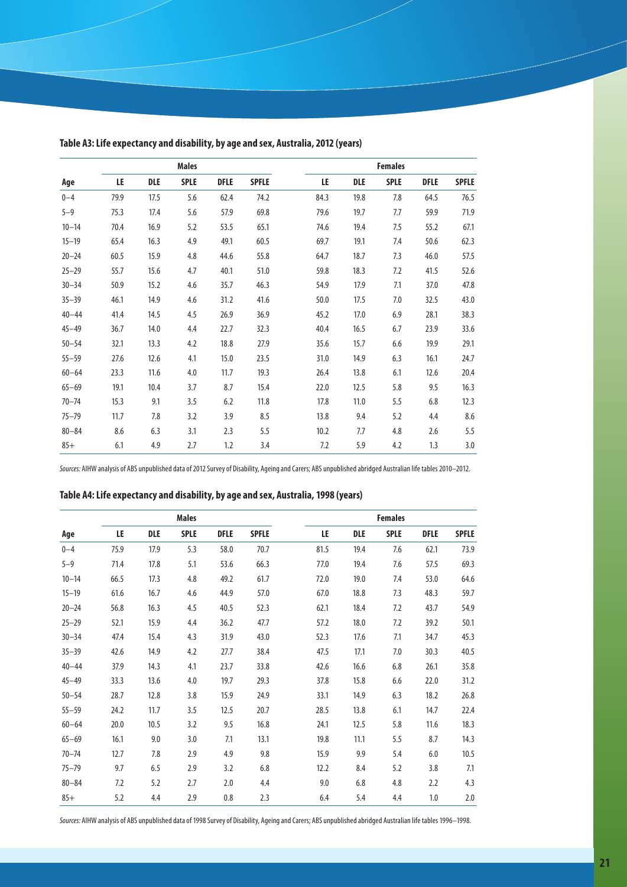**Table A3: Life expectancy and disability, by age and sex, Australia, 2012 (years)**

| | Males | | | | | Females | | | | |
|---|---|---|---|---|---|---|---|---|---|---|
| Age | LE | DLE | SPLE | DFLE | SPFLE | LE | DLE | SPLE | DFLE | SPFLE |
| 0–4 | 79.9 | 17.5 | 5.6 | 62.4 | 74.2 | 84.3 | 19.8 | 7.8 | 64.5 | 76.5 |
| 5–9 | 75.3 | 17.4 | 5.6 | 57.9 | 69.8 | 79.6 | 19.7 | 7.7 | 59.9 | 71.9 |
| 10–14 | 70.4 | 16.9 | 5.2 | 53.5 | 65.1 | 74.6 | 19.4 | 7.5 | 55.2 | 67.1 |
| 15–19 | 65.4 | 16.3 | 4.9 | 49.1 | 60.5 | 69.7 | 19.1 | 7.4 | 50.6 | 62.3 |
| 20–24 | 60.5 | 15.9 | 4.8 | 44.6 | 55.8 | 64.7 | 18.7 | 7.3 | 46.0 | 57.5 |
| 25–29 | 55.7 | 15.6 | 4.7 | 40.1 | 51.0 | 59.8 | 18.3 | 7.2 | 41.5 | 52.6 |
| 30–34 | 50.9 | 15.2 | 4.6 | 35.7 | 46.3 | 54.9 | 17.9 | 7.1 | 37.0 | 47.8 |
| 35–39 | 46.1 | 14.9 | 4.6 | 31.2 | 41.6 | 50.0 | 17.5 | 7.0 | 32.5 | 43.0 |
| 40–44 | 41.4 | 14.5 | 4.5 | 26.9 | 36.9 | 45.2 | 17.0 | 6.9 | 28.1 | 38.3 |
| 45–49 | 36.7 | 14.0 | 4.4 | 22.7 | 32.3 | 40.4 | 16.5 | 6.7 | 23.9 | 33.6 |
| 50–54 | 32.1 | 13.3 | 4.2 | 18.8 | 27.9 | 35.6 | 15.7 | 6.6 | 19.9 | 29.1 |
| 55–59 | 27.6 | 12.6 | 4.1 | 15.0 | 23.5 | 31.0 | 14.9 | 6.3 | 16.1 | 24.7 |
| 60–64 | 23.3 | 11.6 | 4.0 | 11.7 | 19.3 | 26.4 | 13.8 | 6.1 | 12.6 | 20.4 |
| 65–69 | 19.1 | 10.4 | 3.7 | 8.7 | 15.4 | 22.0 | 12.5 | 5.8 | 9.5 | 16.3 |
| 70–74 | 15.3 | 9.1 | 3.5 | 6.2 | 11.8 | 17.8 | 11.0 | 5.5 | 6.8 | 12.3 |
| 75–79 | 11.7 | 7.8 | 3.2 | 3.9 | 8.5 | 13.8 | 9.4 | 5.2 | 4.4 | 8.6 |
| 80–84 | 8.6 | 6.3 | 3.1 | 2.3 | 5.5 | 10.2 | 7.7 | 4.8 | 2.6 | 5.5 |
| 85+ | 6.1 | 4.9 | 2.7 | 1.2 | 3.4 | 7.2 | 5.9 | 4.2 | 1.3 | 3.0 |

*Sources:* AIHW analysis of ABS unpublished data of 2012 Survey of Disability, Ageing and Carers; ABS unpublished abridged Australian life tables 2010–2012.

**Table A4: Life expectancy and disability, by age and sex, Australia, 1998 (years)**

| | Males | | | | | Females | | | | |
|---|---|---|---|---|---|---|---|---|---|---|
| Age | LE | DLE | SPLE | DFLE | SPFLE | LE | DLE | SPLE | DFLE | SPFLE |
| 0–4 | 75.9 | 17.9 | 5.3 | 58.0 | 70.7 | 81.5 | 19.4 | 7.6 | 62.1 | 73.9 |
| 5–9 | 71.4 | 17.8 | 5.1 | 53.6 | 66.3 | 77.0 | 19.4 | 7.6 | 57.5 | 69.3 |
| 10–14 | 66.5 | 17.3 | 4.8 | 49.2 | 61.7 | 72.0 | 19.0 | 7.4 | 53.0 | 64.6 |
| 15–19 | 61.6 | 16.7 | 4.6 | 44.9 | 57.0 | 67.0 | 18.8 | 7.3 | 48.3 | 59.7 |
| 20–24 | 56.8 | 16.3 | 4.5 | 40.5 | 52.3 | 62.1 | 18.4 | 7.2 | 43.7 | 54.9 |
| 25–29 | 52.1 | 15.9 | 4.4 | 36.2 | 47.7 | 57.2 | 18.0 | 7.2 | 39.2 | 50.1 |
| 30–34 | 47.4 | 15.4 | 4.3 | 31.9 | 43.0 | 52.3 | 17.6 | 7.1 | 34.7 | 45.3 |
| 35–39 | 42.6 | 14.9 | 4.2 | 27.7 | 38.4 | 47.5 | 17.1 | 7.0 | 30.3 | 40.5 |
| 40–44 | 37.9 | 14.3 | 4.1 | 23.7 | 33.8 | 42.6 | 16.6 | 6.8 | 26.1 | 35.8 |
| 45–49 | 33.3 | 13.6 | 4.0 | 19.7 | 29.3 | 37.8 | 15.8 | 6.6 | 22.0 | 31.2 |
| 50–54 | 28.7 | 12.8 | 3.8 | 15.9 | 24.9 | 33.1 | 14.9 | 6.3 | 18.2 | 26.8 |
| 55–59 | 24.2 | 11.7 | 3.5 | 12.5 | 20.7 | 28.5 | 13.8 | 6.1 | 14.7 | 22.4 |
| 60–64 | 20.0 | 10.5 | 3.2 | 9.5 | 16.8 | 24.1 | 12.5 | 5.8 | 11.6 | 18.3 |
| 65–69 | 16.1 | 9.0 | 3.0 | 7.1 | 13.1 | 19.8 | 11.1 | 5.5 | 8.7 | 14.3 |
| 70–74 | 12.7 | 7.8 | 2.9 | 4.9 | 9.8 | 15.9 | 9.9 | 5.4 | 6.0 | 10.5 |
| 75–79 | 9.7 | 6.5 | 2.9 | 3.2 | 6.8 | 12.2 | 8.4 | 5.2 | 3.8 | 7.1 |
| 80–84 | 7.2 | 5.2 | 2.7 | 2.0 | 4.4 | 9.0 | 6.8 | 4.8 | 2.2 | 4.3 |
| 85+ | 5.2 | 4.4 | 2.9 | 0.8 | 2.3 | 6.4 | 5.4 | 4.4 | 1.0 | 2.0 |

*Sources:* AIHW analysis of ABS unpublished data of 1998 Survey of Disability, Ageing and Carers; ABS unpublished abridged Australian life tables 1996–1998.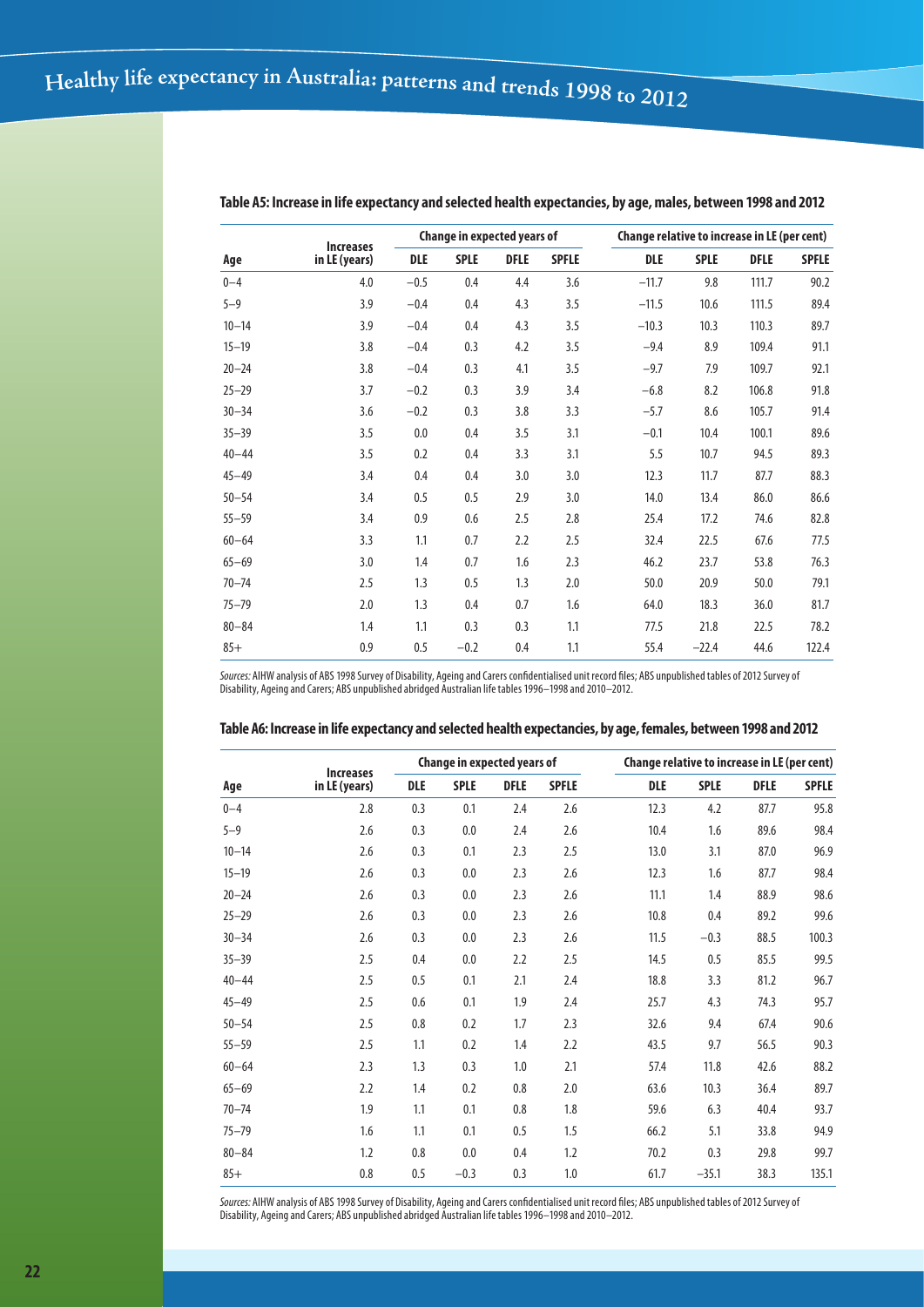**Table A5: Increase in life expectancy and selected health expectancies, by age, males, between 1998 and 2012**

| Age | Increases in LE (years) | Change in expected years of | | | | Change relative to increase in LE (per cent) | | | |
|---|---|---|---|---|---|---|---|---|---|
| | | DLE | SPLE | DFLE | SPFLE | DLE | SPLE | DFLE | SPFLE |
| 0–4 | 4.0 | −0.5 | 0.4 | 4.4 | 3.6 | −11.7 | 9.8 | 111.7 | 90.2 |
| 5–9 | 3.9 | −0.4 | 0.4 | 4.3 | 3.5 | −11.5 | 10.6 | 111.5 | 89.4 |
| 10–14 | 3.9 | −0.4 | 0.4 | 4.3 | 3.5 | −10.3 | 10.3 | 110.3 | 89.7 |
| 15–19 | 3.8 | −0.4 | 0.3 | 4.2 | 3.5 | −9.4 | 8.9 | 109.4 | 91.1 |
| 20–24 | 3.8 | −0.4 | 0.3 | 4.1 | 3.5 | −9.7 | 7.9 | 109.7 | 92.1 |
| 25–29 | 3.7 | −0.2 | 0.3 | 3.9 | 3.4 | −6.8 | 8.2 | 106.8 | 91.8 |
| 30–34 | 3.6 | −0.2 | 0.3 | 3.8 | 3.3 | −5.7 | 8.6 | 105.7 | 91.4 |
| 35–39 | 3.5 | 0.0 | 0.4 | 3.5 | 3.1 | −0.1 | 10.4 | 100.1 | 89.6 |
| 40–44 | 3.5 | 0.2 | 0.4 | 3.3 | 3.1 | 5.5 | 10.7 | 94.5 | 89.3 |
| 45–49 | 3.4 | 0.4 | 0.4 | 3.0 | 3.0 | 12.3 | 11.7 | 87.7 | 88.3 |
| 50–54 | 3.4 | 0.5 | 0.5 | 2.9 | 3.0 | 14.0 | 13.4 | 86.0 | 86.6 |
| 55–59 | 3.4 | 0.9 | 0.6 | 2.5 | 2.8 | 25.4 | 17.2 | 74.6 | 82.8 |
| 60–64 | 3.3 | 1.1 | 0.7 | 2.2 | 2.5 | 32.4 | 22.5 | 67.6 | 77.5 |
| 65–69 | 3.0 | 1.4 | 0.7 | 1.6 | 2.3 | 46.2 | 23.7 | 53.8 | 76.3 |
| 70–74 | 2.5 | 1.3 | 0.5 | 1.3 | 2.0 | 50.0 | 20.9 | 50.0 | 79.1 |
| 75–79 | 2.0 | 1.3 | 0.4 | 0.7 | 1.6 | 64.0 | 18.3 | 36.0 | 81.7 |
| 80–84 | 1.4 | 1.1 | 0.3 | 0.3 | 1.1 | 77.5 | 21.8 | 22.5 | 78.2 |
| 85+ | 0.9 | 0.5 | −0.2 | 0.4 | 1.1 | 55.4 | −22.4 | 44.6 | 122.4 |

*Sources:* AIHW analysis of ABS 1998 Survey of Disability, Ageing and Carers confidentialised unit record files; ABS unpublished tables of 2012 Survey of Disability, Ageing and Carers; ABS unpublished abridged Australian life tables 1996–1998 and 2010–2012.

**Table A6: Increase in life expectancy and selected health expectancies, by age, females, between 1998 and 2012**

| Age | Increases in LE (years) | Change in expected years of | | | | Change relative to increase in LE (per cent) | | | |
|---|---|---|---|---|---|---|---|---|---|
| | | DLE | SPLE | DFLE | SPFLE | DLE | SPLE | DFLE | SPFLE |
| 0–4 | 2.8 | 0.3 | 0.1 | 2.4 | 2.6 | 12.3 | 4.2 | 87.7 | 95.8 |
| 5–9 | 2.6 | 0.3 | 0.0 | 2.4 | 2.6 | 10.4 | 1.6 | 89.6 | 98.4 |
| 10–14 | 2.6 | 0.3 | 0.1 | 2.3 | 2.5 | 13.0 | 3.1 | 87.0 | 96.9 |
| 15–19 | 2.6 | 0.3 | 0.0 | 2.3 | 2.6 | 12.3 | 1.6 | 87.7 | 98.4 |
| 20–24 | 2.6 | 0.3 | 0.0 | 2.3 | 2.6 | 11.1 | 1.4 | 88.9 | 98.6 |
| 25–29 | 2.6 | 0.3 | 0.0 | 2.3 | 2.6 | 10.8 | 0.4 | 89.2 | 99.6 |
| 30–34 | 2.6 | 0.3 | 0.0 | 2.3 | 2.6 | 11.5 | −0.3 | 88.5 | 100.3 |
| 35–39 | 2.5 | 0.4 | 0.0 | 2.2 | 2.5 | 14.5 | 0.5 | 85.5 | 99.5 |
| 40–44 | 2.5 | 0.5 | 0.1 | 2.1 | 2.4 | 18.8 | 3.3 | 81.2 | 96.7 |
| 45–49 | 2.5 | 0.6 | 0.1 | 1.9 | 2.4 | 25.7 | 4.3 | 74.3 | 95.7 |
| 50–54 | 2.5 | 0.8 | 0.2 | 1.7 | 2.3 | 32.6 | 9.4 | 67.4 | 90.6 |
| 55–59 | 2.5 | 1.1 | 0.2 | 1.4 | 2.2 | 43.5 | 9.7 | 56.5 | 90.3 |
| 60–64 | 2.3 | 1.3 | 0.3 | 1.0 | 2.1 | 57.4 | 11.8 | 42.6 | 88.2 |
| 65–69 | 2.2 | 1.4 | 0.2 | 0.8 | 2.0 | 63.6 | 10.3 | 36.4 | 89.7 |
| 70–74 | 1.9 | 1.1 | 0.1 | 0.8 | 1.8 | 59.6 | 6.3 | 40.4 | 93.7 |
| 75–79 | 1.6 | 1.1 | 0.1 | 0.5 | 1.5 | 66.2 | 5.1 | 33.8 | 94.9 |
| 80–84 | 1.2 | 0.8 | 0.0 | 0.4 | 1.2 | 70.2 | 0.3 | 29.8 | 99.7 |
| 85+ | 0.8 | 0.5 | −0.3 | 0.3 | 1.0 | 61.7 | −35.1 | 38.3 | 135.1 |

*Sources:* AIHW analysis of ABS 1998 Survey of Disability, Ageing and Carers confidentialised unit record files; ABS unpublished tables of 2012 Survey of Disability, Ageing and Carers; ABS unpublished abridged Australian life tables 1996–1998 and 2010–2012.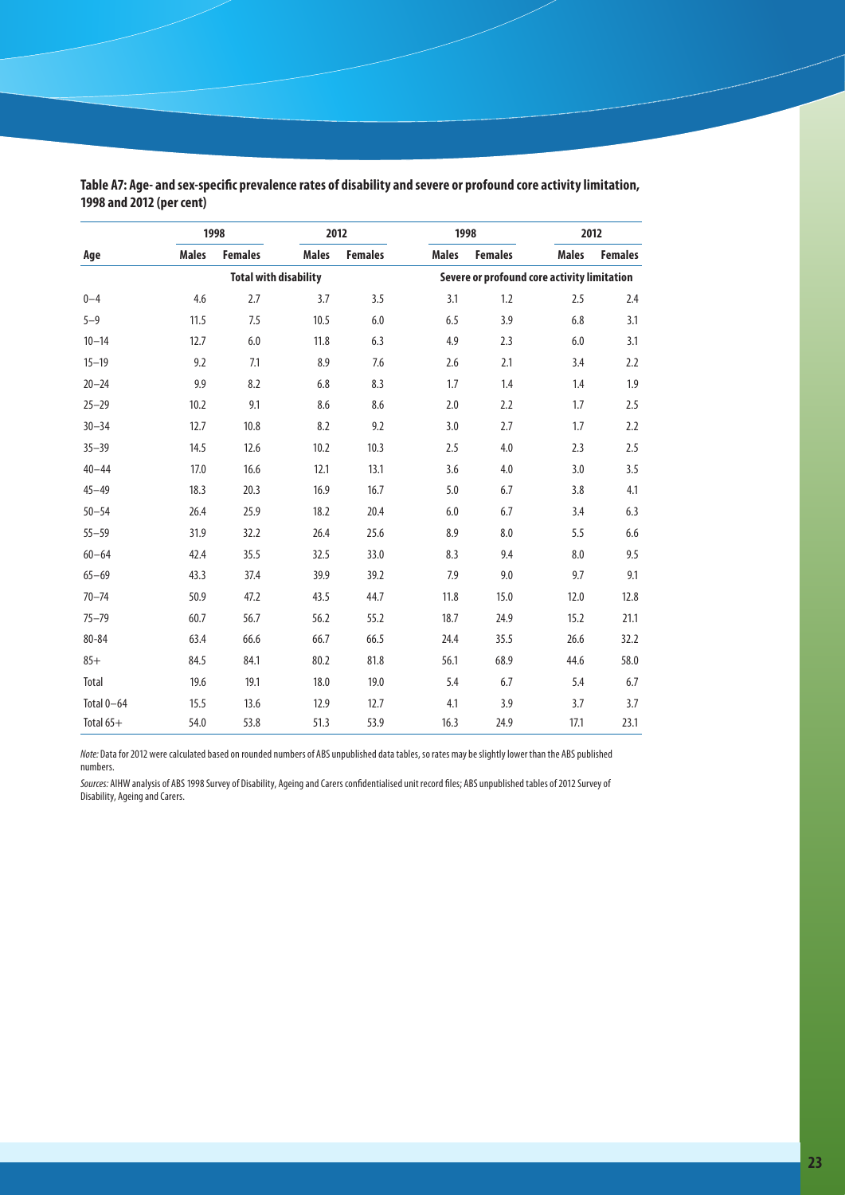**Table A7: Age- and sex-specific prevalence rates of disability and severe or profound core activity limitation, 1998 and 2012 (per cent)**

| | 1998 | | 2012 | | 1998 | | 2012 | |
|---|---|---|---|---|---|---|---|---|
| Age | Males | Females | Males | Females | Males | Females | Males | Females |
| | Total with disability | | | | Severe or profound core activity limitation | | | |
| 0–4 | 4.6 | 2.7 | 3.7 | 3.5 | 3.1 | 1.2 | 2.5 | 2.4 |
| 5–9 | 11.5 | 7.5 | 10.5 | 6.0 | 6.5 | 3.9 | 6.8 | 3.1 |
| 10–14 | 12.7 | 6.0 | 11.8 | 6.3 | 4.9 | 2.3 | 6.0 | 3.1 |
| 15–19 | 9.2 | 7.1 | 8.9 | 7.6 | 2.6 | 2.1 | 3.4 | 2.2 |
| 20–24 | 9.9 | 8.2 | 6.8 | 8.3 | 1.7 | 1.4 | 1.4 | 1.9 |
| 25–29 | 10.2 | 9.1 | 8.6 | 8.6 | 2.0 | 2.2 | 1.7 | 2.5 |
| 30–34 | 12.7 | 10.8 | 8.2 | 9.2 | 3.0 | 2.7 | 1.7 | 2.2 |
| 35–39 | 14.5 | 12.6 | 10.2 | 10.3 | 2.5 | 4.0 | 2.3 | 2.5 |
| 40–44 | 17.0 | 16.6 | 12.1 | 13.1 | 3.6 | 4.0 | 3.0 | 3.5 |
| 45–49 | 18.3 | 20.3 | 16.9 | 16.7 | 5.0 | 6.7 | 3.8 | 4.1 |
| 50–54 | 26.4 | 25.9 | 18.2 | 20.4 | 6.0 | 6.7 | 3.4 | 6.3 |
| 55–59 | 31.9 | 32.2 | 26.4 | 25.6 | 8.9 | 8.0 | 5.5 | 6.6 |
| 60–64 | 42.4 | 35.5 | 32.5 | 33.0 | 8.3 | 9.4 | 8.0 | 9.5 |
| 65–69 | 43.3 | 37.4 | 39.9 | 39.2 | 7.9 | 9.0 | 9.7 | 9.1 |
| 70–74 | 50.9 | 47.2 | 43.5 | 44.7 | 11.8 | 15.0 | 12.0 | 12.8 |
| 75–79 | 60.7 | 56.7 | 56.2 | 55.2 | 18.7 | 24.9 | 15.2 | 21.1 |
| 80-84 | 63.4 | 66.6 | 66.7 | 66.5 | 24.4 | 35.5 | 26.6 | 32.2 |
| 85+ | 84.5 | 84.1 | 80.2 | 81.8 | 56.1 | 68.9 | 44.6 | 58.0 |
| Total | 19.6 | 19.1 | 18.0 | 19.0 | 5.4 | 6.7 | 5.4 | 6.7 |
| Total 0–64 | 15.5 | 13.6 | 12.9 | 12.7 | 4.1 | 3.9 | 3.7 | 3.7 |
| Total 65+ | 54.0 | 53.8 | 51.3 | 53.9 | 16.3 | 24.9 | 17.1 | 23.1 |

*Note:* Data for 2012 were calculated based on rounded numbers of ABS unpublished data tables, so rates may be slightly lower than the ABS published numbers.

*Sources:* AIHW analysis of ABS 1998 Survey of Disability, Ageing and Carers confidentialised unit record files; ABS unpublished tables of 2012 Survey of Disability, Ageing and Carers.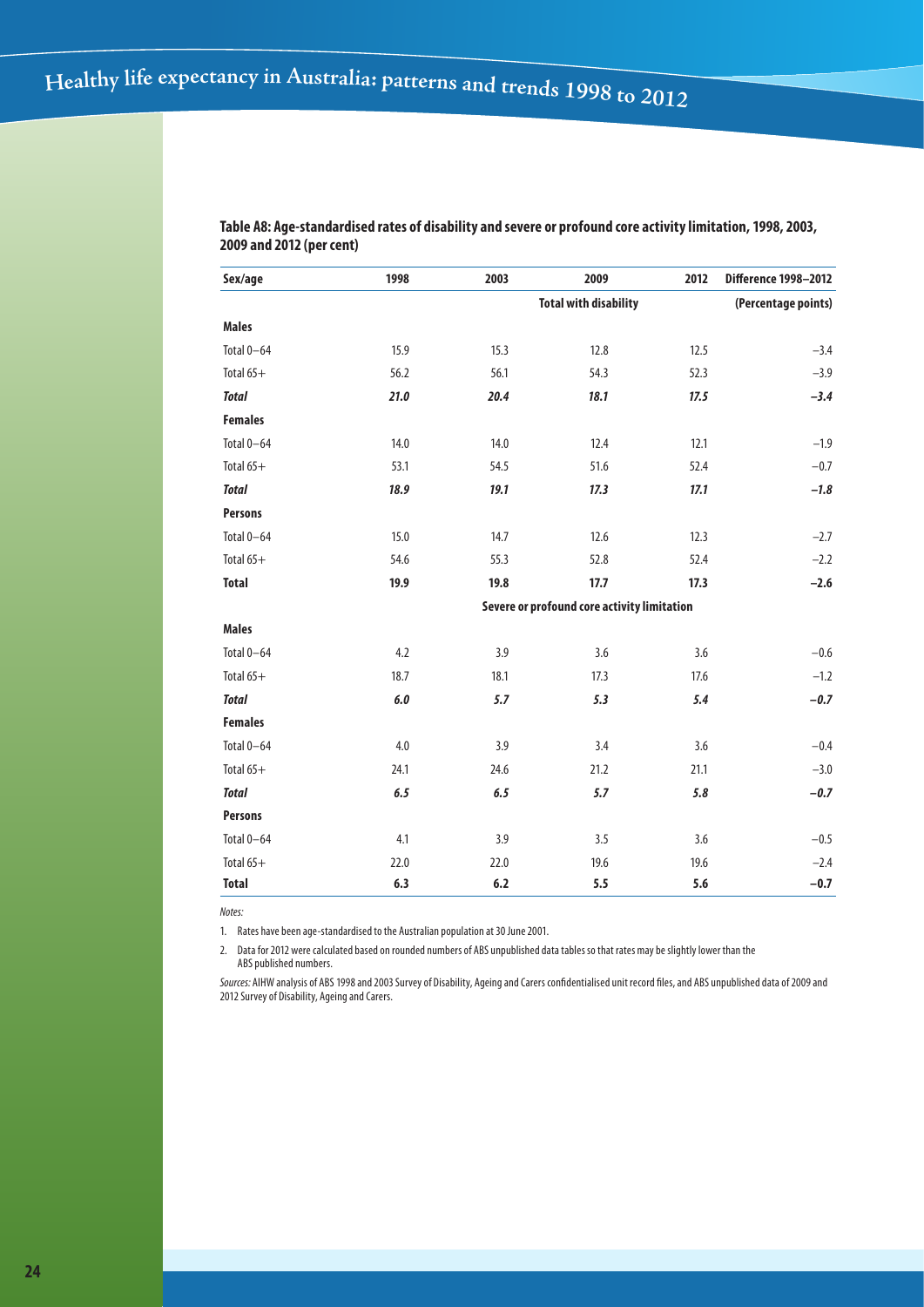**Table A8: Age-standardised rates of disability and severe or profound core activity limitation, 1998, 2003, 2009 and 2012 (per cent)**

| Sex/age | 1998 | 2003 | 2009 | 2012 | Difference 1998–2012 |
|---|---|---|---|---|---|
| | | | Total with disability | | (Percentage points) |
| **Males** | | | | | |
| Total 0–64 | 15.9 | 15.3 | 12.8 | 12.5 | −3.4 |
| Total 65+ | 56.2 | 56.1 | 54.3 | 52.3 | −3.9 |
| ***Total*** | ***21.0*** | ***20.4*** | ***18.1*** | ***17.5*** | ***−3.4*** |
| **Females** | | | | | |
| Total 0–64 | 14.0 | 14.0 | 12.4 | 12.1 | −1.9 |
| Total 65+ | 53.1 | 54.5 | 51.6 | 52.4 | −0.7 |
| ***Total*** | ***18.9*** | ***19.1*** | ***17.3*** | ***17.1*** | ***−1.8*** |
| **Persons** | | | | | |
| Total 0–64 | 15.0 | 14.7 | 12.6 | 12.3 | −2.7 |
| Total 65+ | 54.6 | 55.3 | 52.8 | 52.4 | −2.2 |
| **Total** | **19.9** | **19.8** | **17.7** | **17.3** | **−2.6** |
| | | | Severe or profound core activity limitation | | |
| **Males** | | | | | |
| Total 0–64 | 4.2 | 3.9 | 3.6 | 3.6 | −0.6 |
| Total 65+ | 18.7 | 18.1 | 17.3 | 17.6 | −1.2 |
| ***Total*** | ***6.0*** | ***5.7*** | ***5.3*** | ***5.4*** | ***−0.7*** |
| **Females** | | | | | |
| Total 0–64 | 4.0 | 3.9 | 3.4 | 3.6 | −0.4 |
| Total 65+ | 24.1 | 24.6 | 21.2 | 21.1 | −3.0 |
| ***Total*** | ***6.5*** | ***6.5*** | ***5.7*** | ***5.8*** | ***−0.7*** |
| **Persons** | | | | | |
| Total 0–64 | 4.1 | 3.9 | 3.5 | 3.6 | −0.5 |
| Total 65+ | 22.0 | 22.0 | 19.6 | 19.6 | −2.4 |
| **Total** | **6.3** | **6.2** | **5.5** | **5.6** | **−0.7** |

*Notes:*

1. Rates have been age-standardised to the Australian population at 30 June 2001.
2. Data for 2012 were calculated based on rounded numbers of ABS unpublished data tables so that rates may be slightly lower than the ABS published numbers.

*Sources:* AIHW analysis of ABS 1998 and 2003 Survey of Disability, Ageing and Carers confidentialised unit record files, and ABS unpublished data of 2009 and 2012 Survey of Disability, Ageing and Carers.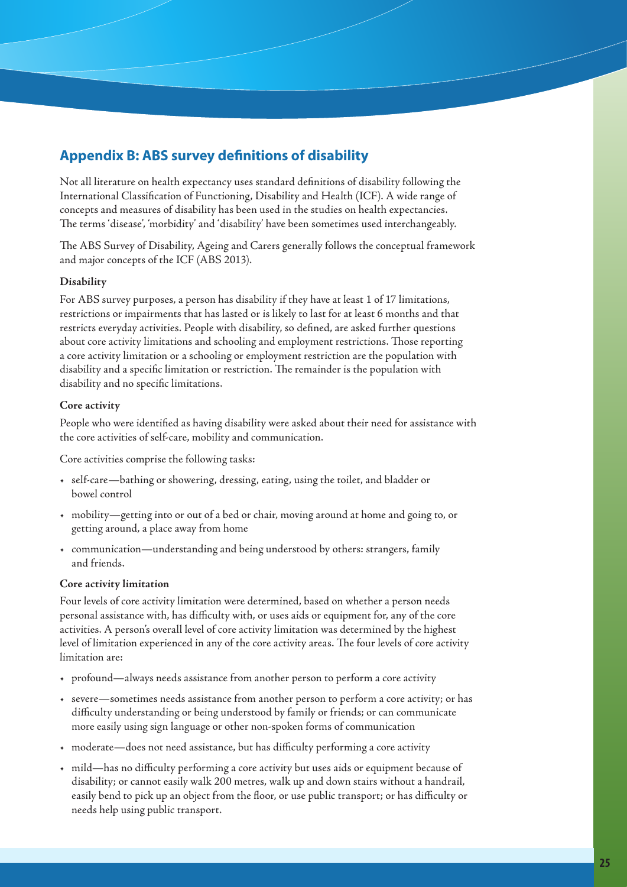## Appendix B: ABS survey definitions of disability

Not all literature on health expectancy uses standard definitions of disability following the International Classification of Functioning, Disability and Health (ICF). A wide range of concepts and measures of disability has been used in the studies on health expectancies. The terms 'disease', 'morbidity' and 'disability' have been sometimes used interchangeably.

The ABS Survey of Disability, Ageing and Carers generally follows the conceptual framework and major concepts of the ICF (ABS 2013).

### Disability

For ABS survey purposes, a person has disability if they have at least 1 of 17 limitations, restrictions or impairments that has lasted or is likely to last for at least 6 months and that restricts everyday activities. People with disability, so defined, are asked further questions about core activity limitations and schooling and employment restrictions. Those reporting a core activity limitation or a schooling or employment restriction are the population with disability and a specific limitation or restriction. The remainder is the population with disability and no specific limitations.

### Core activity

People who were identified as having disability were asked about their need for assistance with the core activities of self-care, mobility and communication.

Core activities comprise the following tasks:

- self-care—bathing or showering, dressing, eating, using the toilet, and bladder or bowel control
- mobility—getting into or out of a bed or chair, moving around at home and going to, or getting around, a place away from home
- communication—understanding and being understood by others: strangers, family and friends.

### Core activity limitation

Four levels of core activity limitation were determined, based on whether a person needs personal assistance with, has difficulty with, or uses aids or equipment for, any of the core activities. A person's overall level of core activity limitation was determined by the highest level of limitation experienced in any of the core activity areas. The four levels of core activity limitation are:

- profound—always needs assistance from another person to perform a core activity
- severe—sometimes needs assistance from another person to perform a core activity; or has difficulty understanding or being understood by family or friends; or can communicate more easily using sign language or other non-spoken forms of communication
- moderate—does not need assistance, but has difficulty performing a core activity
- mild—has no difficulty performing a core activity but uses aids or equipment because of disability; or cannot easily walk 200 metres, walk up and down stairs without a handrail, easily bend to pick up an object from the floor, or use public transport; or has difficulty or needs help using public transport.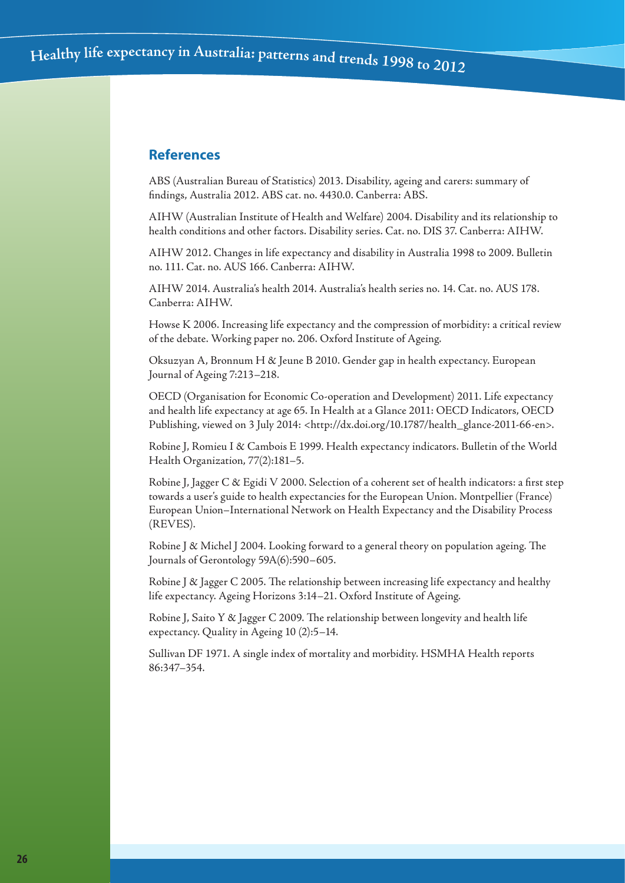## References

ABS (Australian Bureau of Statistics) 2013. Disability, ageing and carers: summary of findings, Australia 2012. ABS cat. no. 4430.0. Canberra: ABS.

AIHW (Australian Institute of Health and Welfare) 2004. Disability and its relationship to health conditions and other factors. Disability series. Cat. no. DIS 37. Canberra: AIHW.

AIHW 2012. Changes in life expectancy and disability in Australia 1998 to 2009. Bulletin no. 111. Cat. no. AUS 166. Canberra: AIHW.

AIHW 2014. Australia's health 2014. Australia's health series no. 14. Cat. no. AUS 178. Canberra: AIHW.

Howse K 2006. Increasing life expectancy and the compression of morbidity: a critical review of the debate. Working paper no. 206. Oxford Institute of Ageing.

Oksuzyan A, Bronnum H & Jeune B 2010. Gender gap in health expectancy. European Journal of Ageing 7:213–218.

OECD (Organisation for Economic Co-operation and Development) 2011. Life expectancy and health life expectancy at age 65. In Health at a Glance 2011: OECD Indicators, OECD Publishing, viewed on 3 July 2014: <http://dx.doi.org/10.1787/health_glance-2011-66-en>.

Robine J, Romieu I & Cambois E 1999. Health expectancy indicators. Bulletin of the World Health Organization, 77(2):181–5.

Robine J, Jagger C & Egidi V 2000. Selection of a coherent set of health indicators: a first step towards a user's guide to health expectancies for the European Union. Montpellier (France) European Union–International Network on Health Expectancy and the Disability Process (REVES).

Robine J & Michel J 2004. Looking forward to a general theory on population ageing. The Journals of Gerontology 59A(6):590–605.

Robine J & Jagger C 2005. The relationship between increasing life expectancy and healthy life expectancy. Ageing Horizons 3:14–21. Oxford Institute of Ageing.

Robine J, Saito Y & Jagger C 2009. The relationship between longevity and health life expectancy. Quality in Ageing 10 (2):5–14.

Sullivan DF 1971. A single index of mortality and morbidity. HSMHA Health reports 86:347–354.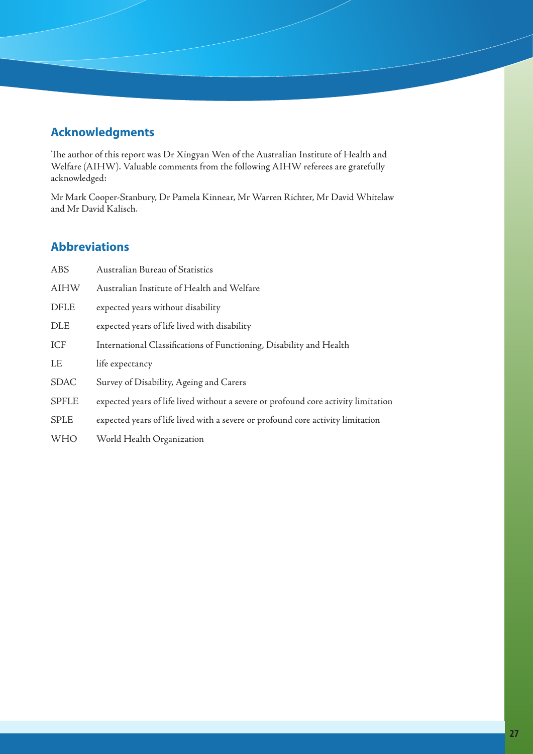## Acknowledgments

The author of this report was Dr Xingyan Wen of the Australian Institute of Health and Welfare (AIHW). Valuable comments from the following AIHW referees are gratefully acknowledged:

Mr Mark Cooper-Stanbury, Dr Pamela Kinnear, Mr Warren Richter, Mr David Whitelaw and Mr David Kalisch.

## Abbreviations

| | |
|---|---|
| ABS | Australian Bureau of Statistics |
| AIHW | Australian Institute of Health and Welfare |
| DFLE | expected years without disability |
| DLE | expected years of life lived with disability |
| ICF | International Classifications of Functioning, Disability and Health |
| LE | life expectancy |
| SDAC | Survey of Disability, Ageing and Carers |
| SPFLE | expected years of life lived without a severe or profound core activity limitation |
| SPLE | expected years of life lived with a severe or profound core activity limitation |
| WHO | World Health Organization |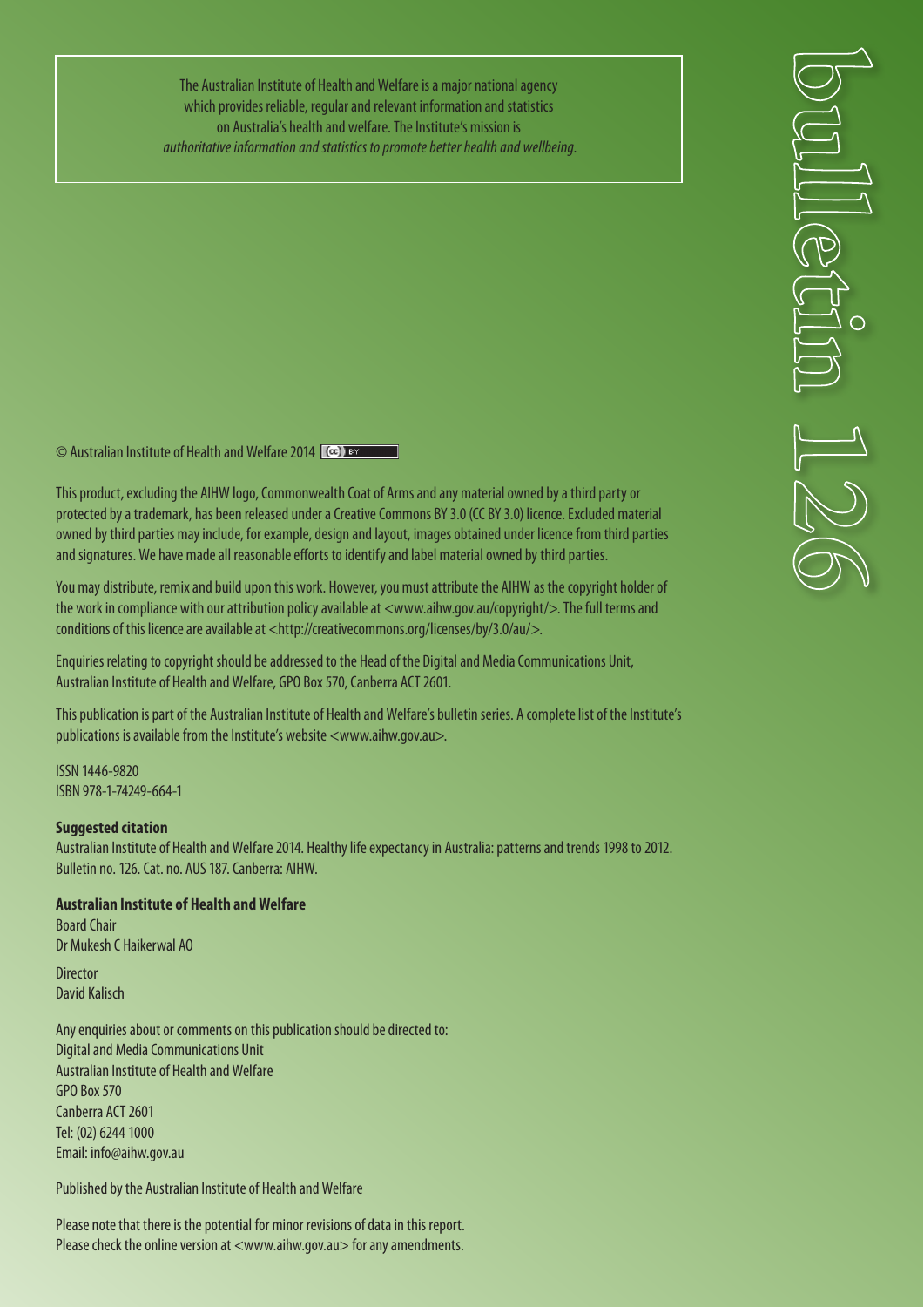The Australian Institute of Health and Welfare is a major national agency which provides reliable, regular and relevant information and statistics on Australia's health and welfare. The Institute's mission is *authoritative information and statistics to promote better health and wellbeing.*

bulletin 126

© Australian Institute of Health and Welfare 2014

This product, excluding the AIHW logo, Commonwealth Coat of Arms and any material owned by a third party or protected by a trademark, has been released under a Creative Commons BY 3.0 (CC BY 3.0) licence. Excluded material owned by third parties may include, for example, design and layout, images obtained under licence from third parties and signatures. We have made all reasonable efforts to identify and label material owned by third parties.

You may distribute, remix and build upon this work. However, you must attribute the AIHW as the copyright holder of the work in compliance with our attribution policy available at <www.aihw.gov.au/copyright/>. The full terms and conditions of this licence are available at <http://creativecommons.org/licenses/by/3.0/au/>.

Enquiries relating to copyright should be addressed to the Head of the Digital and Media Communications Unit, Australian Institute of Health and Welfare, GPO Box 570, Canberra ACT 2601.

This publication is part of the Australian Institute of Health and Welfare's bulletin series. A complete list of the Institute's publications is available from the Institute's website <www.aihw.gov.au>.

ISSN 1446-9820
ISBN 978-1-74249-664-1

**Suggested citation**
Australian Institute of Health and Welfare 2014. Healthy life expectancy in Australia: patterns and trends 1998 to 2012. Bulletin no. 126. Cat. no. AUS 187. Canberra: AIHW.

**Australian Institute of Health and Welfare**
Board Chair
Dr Mukesh C Haikerwal AO

Director
David Kalisch

Any enquiries about or comments on this publication should be directed to:
Digital and Media Communications Unit
Australian Institute of Health and Welfare
GPO Box 570
Canberra ACT 2601
Tel: (02) 6244 1000
Email: info@aihw.gov.au

Published by the Australian Institute of Health and Welfare

Please note that there is the potential for minor revisions of data in this report.
Please check the online version at <www.aihw.gov.au> for any amendments.